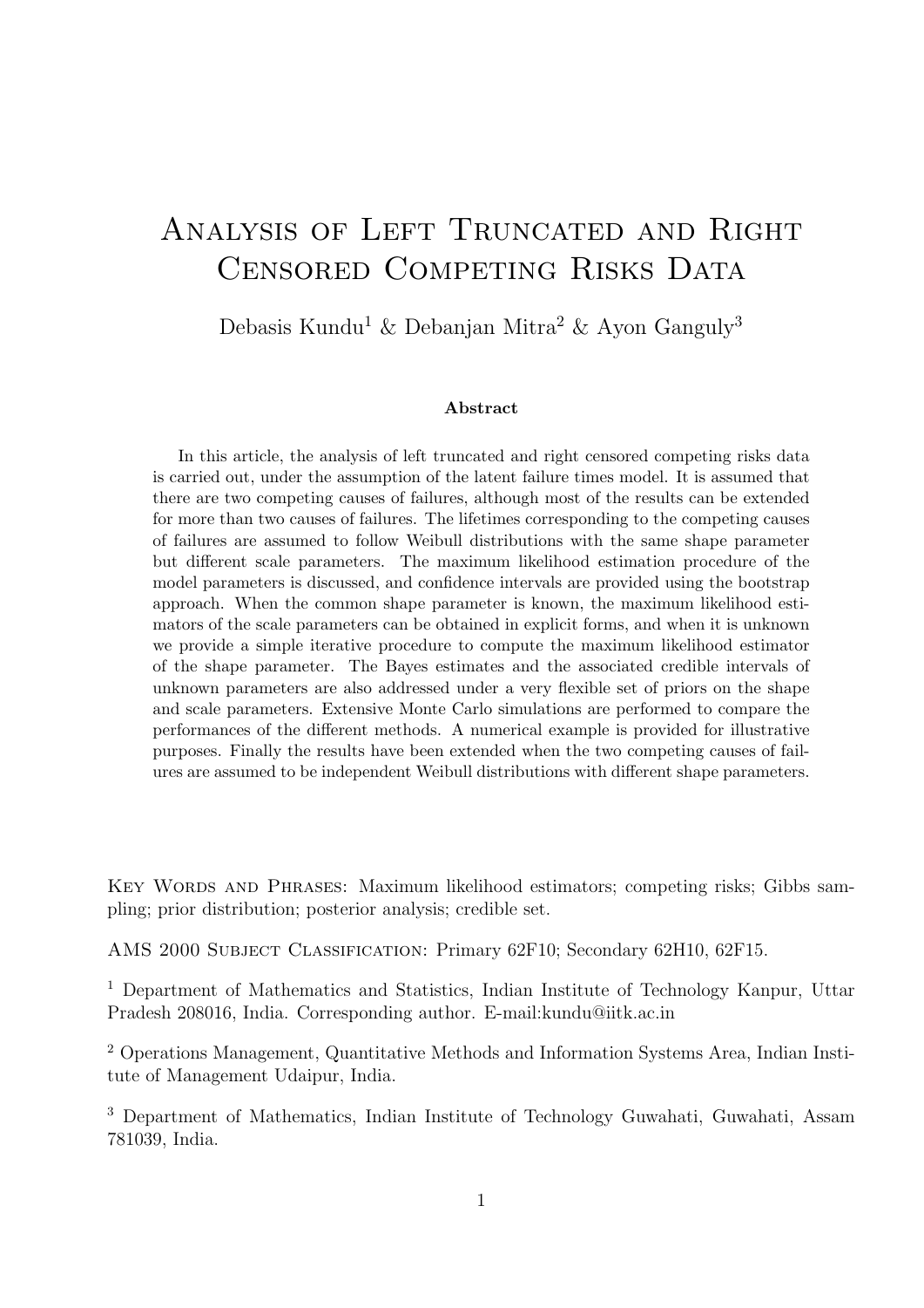# Analysis of Left Truncated and Right Censored Competing Risks Data

Debasis Kundu[1] & Debanjan Mitra[2] & Ayon Ganguly[3]

### Abstract

In this article, the analysis of left truncated and right censored competing risks data is carried out, under the assumption of the latent failure times model. It is assumed that there are two competing causes of failures, although most of the results can be extended for more than two causes of failures. The lifetimes corresponding to the competing causes of failures are assumed to follow Weibull distributions with the same shape parameter but different scale parameters. The maximum likelihood estimation procedure of the model parameters is discussed, and confidence intervals are provided using the bootstrap approach. When the common shape parameter is known, the maximum likelihood estimators of the scale parameters can be obtained in explicit forms, and when it is unknown we provide a simple iterative procedure to compute the maximum likelihood estimator of the shape parameter. The Bayes estimates and the associated credible intervals of unknown parameters are also addressed under a very flexible set of priors on the shape and scale parameters. Extensive Monte Carlo simulations are performed to compare the performances of the different methods. A numerical example is provided for illustrative purposes. Finally the results have been extended when the two competing causes of failures are assumed to be independent Weibull distributions with different shape parameters.

Key Words and Phrases: Maximum likelihood estimators; competing risks; Gibbs sampling; prior distribution; posterior analysis; credible set.

AMS 2000 Subject Classification: Primary 62F10; Secondary 62H10, 62F15.

[1] Department of Mathematics and Statistics, Indian Institute of Technology Kanpur, Uttar Pradesh 208016, India. Corresponding author. E-mail:kundu@iitk.ac.in

[2] Operations Management, Quantitative Methods and Information Systems Area, Indian Institute of Management Udaipur, India.

[3] Department of Mathematics, Indian Institute of Technology Guwahati, Guwahati, Assam 781039, India.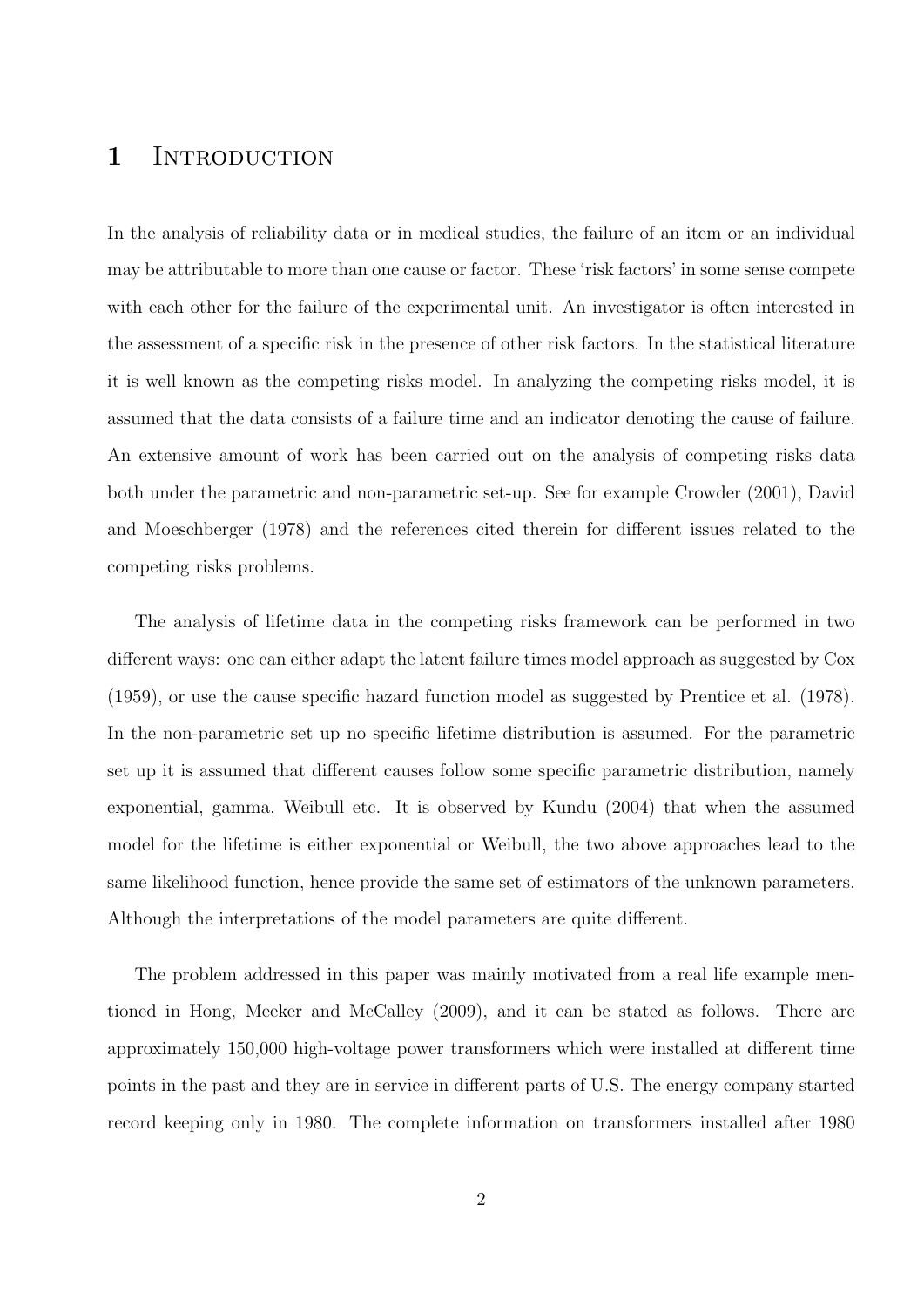# 1 Introduction

In the analysis of reliability data or in medical studies, the failure of an item or an individual may be attributable to more than one cause or factor. These 'risk factors' in some sense compete with each other for the failure of the experimental unit. An investigator is often interested in the assessment of a specific risk in the presence of other risk factors. In the statistical literature it is well known as the competing risks model. In analyzing the competing risks model, it is assumed that the data consists of a failure time and an indicator denoting the cause of failure. An extensive amount of work has been carried out on the analysis of competing risks data both under the parametric and non-parametric set-up. See for example Crowder (2001), David and Moeschberger (1978) and the references cited therein for different issues related to the competing risks problems.

The analysis of lifetime data in the competing risks framework can be performed in two different ways: one can either adapt the latent failure times model approach as suggested by Cox (1959), or use the cause specific hazard function model as suggested by Prentice et al. (1978). In the non-parametric set up no specific lifetime distribution is assumed. For the parametric set up it is assumed that different causes follow some specific parametric distribution, namely exponential, gamma, Weibull etc. It is observed by Kundu (2004) that when the assumed model for the lifetime is either exponential or Weibull, the two above approaches lead to the same likelihood function, hence provide the same set of estimators of the unknown parameters. Although the interpretations of the model parameters are quite different.

The problem addressed in this paper was mainly motivated from a real life example mentioned in Hong, Meeker and McCalley (2009), and it can be stated as follows. There are approximately 150,000 high-voltage power transformers which were installed at different time points in the past and they are in service in different parts of U.S. The energy company started record keeping only in 1980. The complete information on transformers installed after 1980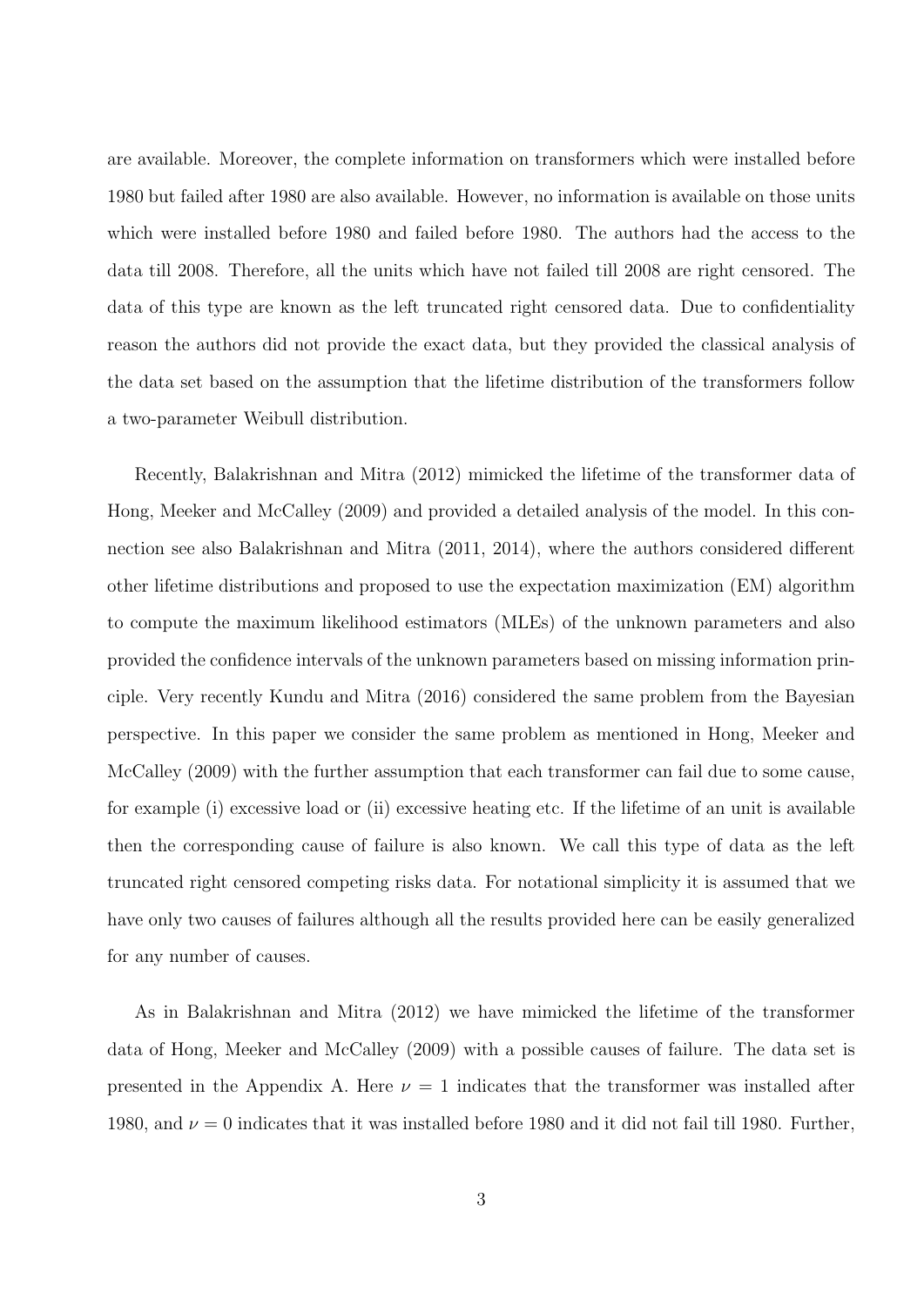are available. Moreover, the complete information on transformers which were installed before 1980 but failed after 1980 are also available. However, no information is available on those units which were installed before 1980 and failed before 1980. The authors had the access to the data till 2008. Therefore, all the units which have not failed till 2008 are right censored. The data of this type are known as the left truncated right censored data. Due to confidentiality reason the authors did not provide the exact data, but they provided the classical analysis of the data set based on the assumption that the lifetime distribution of the transformers follow a two-parameter Weibull distribution.

Recently, Balakrishnan and Mitra (2012) mimicked the lifetime of the transformer data of Hong, Meeker and McCalley (2009) and provided a detailed analysis of the model. In this connection see also Balakrishnan and Mitra (2011, 2014), where the authors considered different other lifetime distributions and proposed to use the expectation maximization (EM) algorithm to compute the maximum likelihood estimators (MLEs) of the unknown parameters and also provided the confidence intervals of the unknown parameters based on missing information principle. Very recently Kundu and Mitra (2016) considered the same problem from the Bayesian perspective. In this paper we consider the same problem as mentioned in Hong, Meeker and McCalley (2009) with the further assumption that each transformer can fail due to some cause, for example (i) excessive load or (ii) excessive heating etc. If the lifetime of an unit is available then the corresponding cause of failure is also known. We call this type of data as the left truncated right censored competing risks data. For notational simplicity it is assumed that we have only two causes of failures although all the results provided here can be easily generalized for any number of causes.

As in Balakrishnan and Mitra (2012) we have mimicked the lifetime of the transformer data of Hong, Meeker and McCalley (2009) with a possible causes of failure. The data set is presented in the Appendix A. Here $\nu = 1$ indicates that the transformer was installed after 1980, and $\nu = 0$ indicates that it was installed before 1980 and it did not fail till 1980. Further,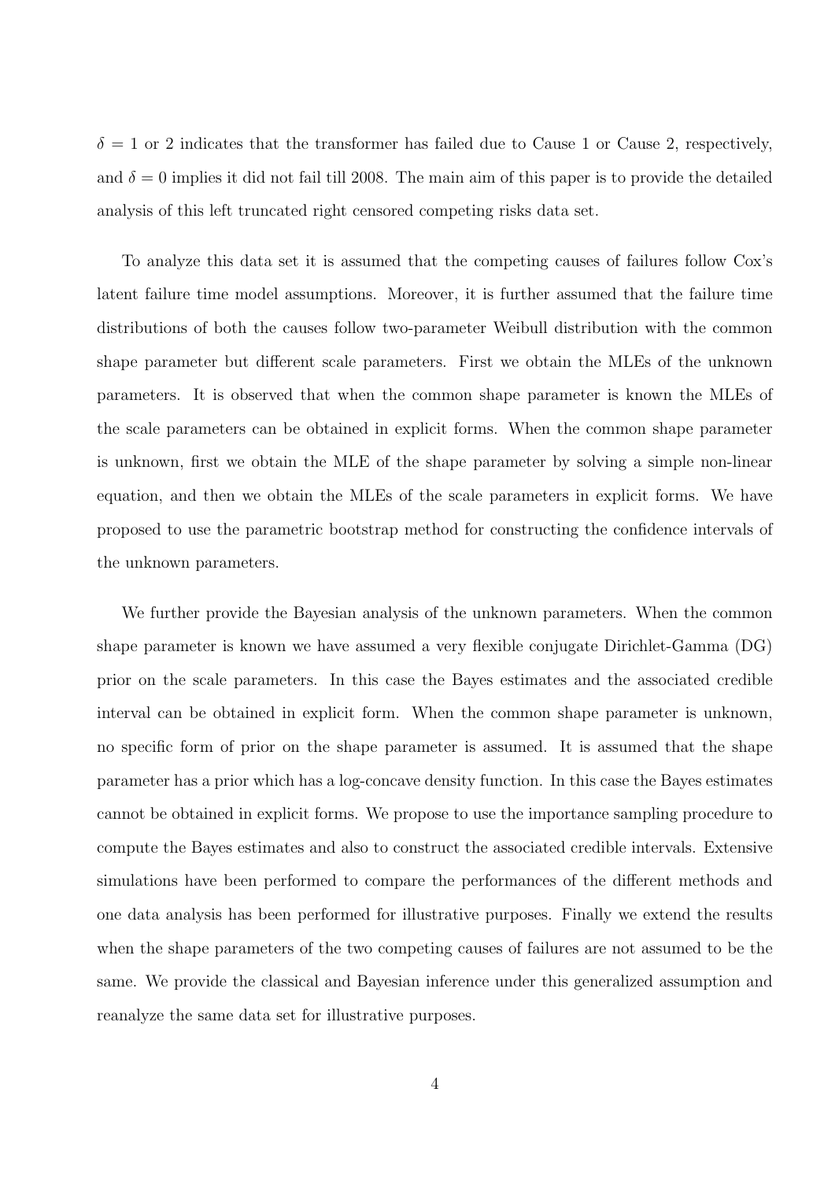$\delta = 1$ or 2 indicates that the transformer has failed due to Cause 1 or Cause 2, respectively, and $\delta = 0$ implies it did not fail till 2008. The main aim of this paper is to provide the detailed analysis of this left truncated right censored competing risks data set.

To analyze this data set it is assumed that the competing causes of failures follow Cox's latent failure time model assumptions. Moreover, it is further assumed that the failure time distributions of both the causes follow two-parameter Weibull distribution with the common shape parameter but different scale parameters. First we obtain the MLEs of the unknown parameters. It is observed that when the common shape parameter is known the MLEs of the scale parameters can be obtained in explicit forms. When the common shape parameter is unknown, first we obtain the MLE of the shape parameter by solving a simple non-linear equation, and then we obtain the MLEs of the scale parameters in explicit forms. We have proposed to use the parametric bootstrap method for constructing the confidence intervals of the unknown parameters.

We further provide the Bayesian analysis of the unknown parameters. When the common shape parameter is known we have assumed a very flexible conjugate Dirichlet-Gamma (DG) prior on the scale parameters. In this case the Bayes estimates and the associated credible interval can be obtained in explicit form. When the common shape parameter is unknown, no specific form of prior on the shape parameter is assumed. It is assumed that the shape parameter has a prior which has a log-concave density function. In this case the Bayes estimates cannot be obtained in explicit forms. We propose to use the importance sampling procedure to compute the Bayes estimates and also to construct the associated credible intervals. Extensive simulations have been performed to compare the performances of the different methods and one data analysis has been performed for illustrative purposes. Finally we extend the results when the shape parameters of the two competing causes of failures are not assumed to be the same. We provide the classical and Bayesian inference under this generalized assumption and reanalyze the same data set for illustrative purposes.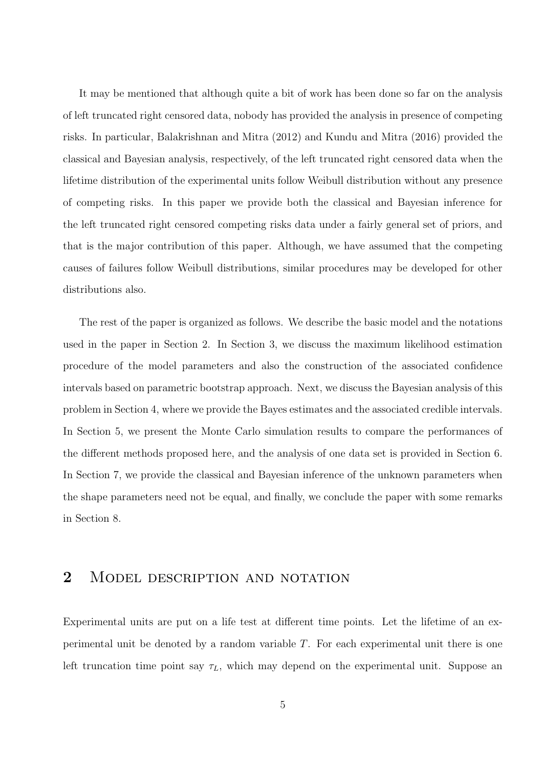It may be mentioned that although quite a bit of work has been done so far on the analysis of left truncated right censored data, nobody has provided the analysis in presence of competing risks. In particular, Balakrishnan and Mitra (2012) and Kundu and Mitra (2016) provided the classical and Bayesian analysis, respectively, of the left truncated right censored data when the lifetime distribution of the experimental units follow Weibull distribution without any presence of competing risks. In this paper we provide both the classical and Bayesian inference for the left truncated right censored competing risks data under a fairly general set of priors, and that is the major contribution of this paper. Although, we have assumed that the competing causes of failures follow Weibull distributions, similar procedures may be developed for other distributions also.

The rest of the paper is organized as follows. We describe the basic model and the notations used in the paper in Section 2. In Section 3, we discuss the maximum likelihood estimation procedure of the model parameters and also the construction of the associated confidence intervals based on parametric bootstrap approach. Next, we discuss the Bayesian analysis of this problem in Section 4, where we provide the Bayes estimates and the associated credible intervals. In Section 5, we present the Monte Carlo simulation results to compare the performances of the different methods proposed here, and the analysis of one data set is provided in Section 6. In Section 7, we provide the classical and Bayesian inference of the unknown parameters when the shape parameters need not be equal, and finally, we conclude the paper with some remarks in Section 8.

## 2 Model description and notation

Experimental units are put on a life test at different time points. Let the lifetime of an experimental unit be denoted by a random variable $T$. For each experimental unit there is one left truncation time point say $\tau_L$, which may depend on the experimental unit. Suppose an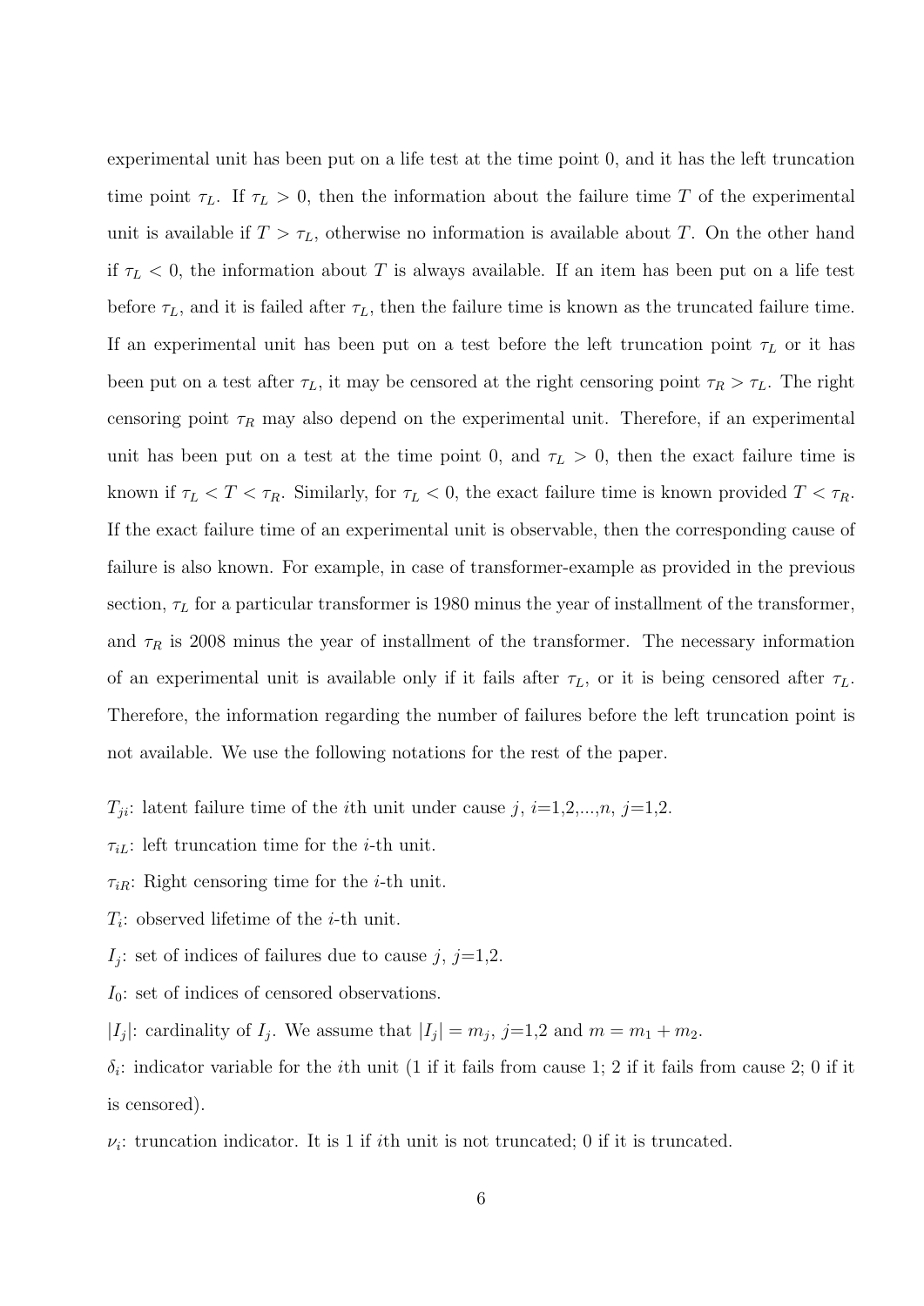experimental unit has been put on a life test at the time point 0, and it has the left truncation time point $\tau_L$. If $\tau_L > 0$, then the information about the failure time $T$ of the experimental unit is available if $T > \tau_L$, otherwise no information is available about $T$. On the other hand if $\tau_L < 0$, the information about $T$ is always available. If an item has been put on a life test before $\tau_L$, and it is failed after $\tau_L$, then the failure time is known as the truncated failure time. If an experimental unit has been put on a test before the left truncation point $\tau_L$ or it has been put on a test after $\tau_L$, it may be censored at the right censoring point $\tau_R > \tau_L$. The right censoring point $\tau_R$ may also depend on the experimental unit. Therefore, if an experimental unit has been put on a test at the time point 0, and $\tau_L > 0$, then the exact failure time is known if $\tau_L < T < \tau_R$. Similarly, for $\tau_L < 0$, the exact failure time is known provided $T < \tau_R$. If the exact failure time of an experimental unit is observable, then the corresponding cause of failure is also known. For example, in case of transformer-example as provided in the previous section, $\tau_L$ for a particular transformer is 1980 minus the year of installment of the transformer, and $\tau_R$ is 2008 minus the year of installment of the transformer. The necessary information of an experimental unit is available only if it fails after $\tau_L$, or it is being censored after $\tau_L$. Therefore, the information regarding the number of failures before the left truncation point is not available. We use the following notations for the rest of the paper.

$T_{ji}$: latent failure time of the $i$th unit under cause $j$, $i$=1,2,...,$n$, $j$=1,2.

$\tau_{iL}$: left truncation time for the $i$-th unit.

$\tau_{iR}$: Right censoring time for the $i$-th unit.

$T_i$: observed lifetime of the $i$-th unit.

$I_j$: set of indices of failures due to cause $j$, $j$=1,2.

$I_0$: set of indices of censored observations.

$|I_j|$: cardinality of $I_j$. We assume that $|I_j| = m_j$, $j$=1,2 and $m = m_1 + m_2$.

$\delta_i$: indicator variable for the $i$th unit (1 if it fails from cause 1; 2 if it fails from cause 2; 0 if it is censored).

$\nu_i$: truncation indicator. It is 1 if $i$th unit is not truncated; 0 if it is truncated.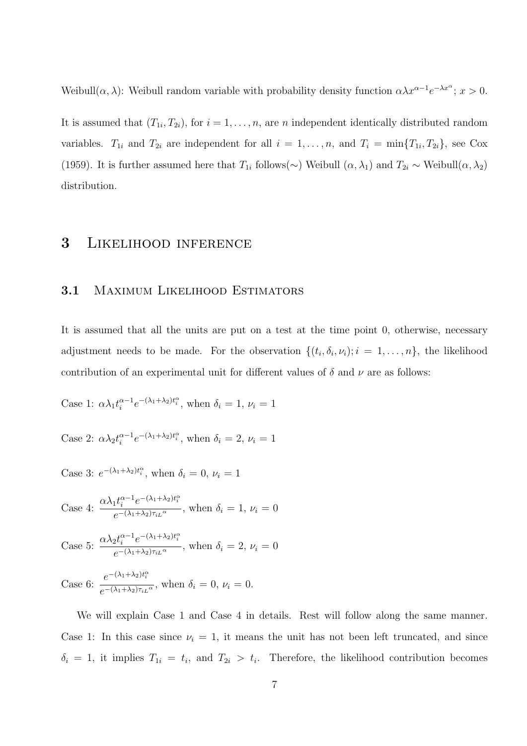Weibull$(\alpha, \lambda)$: Weibull random variable with probability density function $\alpha\lambda x^{\alpha-1}e^{-\lambda x^{\alpha}}$; $x > 0$.

It is assumed that $(T_{1i}, T_{2i})$, for $i = 1, \ldots, n$, are $n$ independent identically distributed random variables. $T_{1i}$ and $T_{2i}$ are independent for all $i = 1, \ldots, n$, and $T_i = \min\{T_{1i}, T_{2i}\}$, see Cox (1959). It is further assumed here that $T_{1i}$ follows($\sim$) Weibull $(\alpha, \lambda_1)$ and $T_{2i} \sim$ Weibull$(\alpha, \lambda_2)$ distribution.

# 3 Likelihood inference

## 3.1 Maximum Likelihood Estimators

It is assumed that all the units are put on a test at the time point 0, otherwise, necessary adjustment needs to be made. For the observation $\{(t_i, \delta_i, \nu_i); i = 1, \ldots, n\}$, the likelihood contribution of an experimental unit for different values of $\delta$ and $\nu$ are as follows:

Case 1: $\alpha\lambda_1 t_i^{\alpha-1}e^{-(\lambda_1+\lambda_2)t_i^{\alpha}}$, when $\delta_i = 1$, $\nu_i = 1$

Case 2: $\alpha\lambda_2 t_i^{\alpha-1}e^{-(\lambda_1+\lambda_2)t_i^{\alpha}}$, when $\delta_i = 2$, $\nu_i = 1$

Case 3: $e^{-(\lambda_1+\lambda_2)t_i^{\alpha}}$, when $\delta_i = 0$, $\nu_i = 1$

Case 4: $\dfrac{\alpha\lambda_1 t_i^{\alpha-1}e^{-(\lambda_1+\lambda_2)t_i^{\alpha}}}{e^{-(\lambda_1+\lambda_2){\tau_{iL}}^{\alpha}}}$, when $\delta_i = 1$, $\nu_i = 0$

Case 5: $\dfrac{\alpha\lambda_2 t_i^{\alpha-1}e^{-(\lambda_1+\lambda_2)t_i^{\alpha}}}{e^{-(\lambda_1+\lambda_2){\tau_{iL}}^{\alpha}}}$, when $\delta_i = 2$, $\nu_i = 0$

Case 6: $\dfrac{e^{-(\lambda_1+\lambda_2)t_i^{\alpha}}}{e^{-(\lambda_1+\lambda_2){\tau_{iL}}^{\alpha}}}$, when $\delta_i = 0$, $\nu_i = 0$.

We will explain Case 1 and Case 4 in details. Rest will follow along the same manner. Case 1: In this case since $\nu_i = 1$, it means the unit has not been left truncated, and since $\delta_i = 1$, it implies $T_{1i} = t_i$, and $T_{2i} > t_i$. Therefore, the likelihood contribution becomes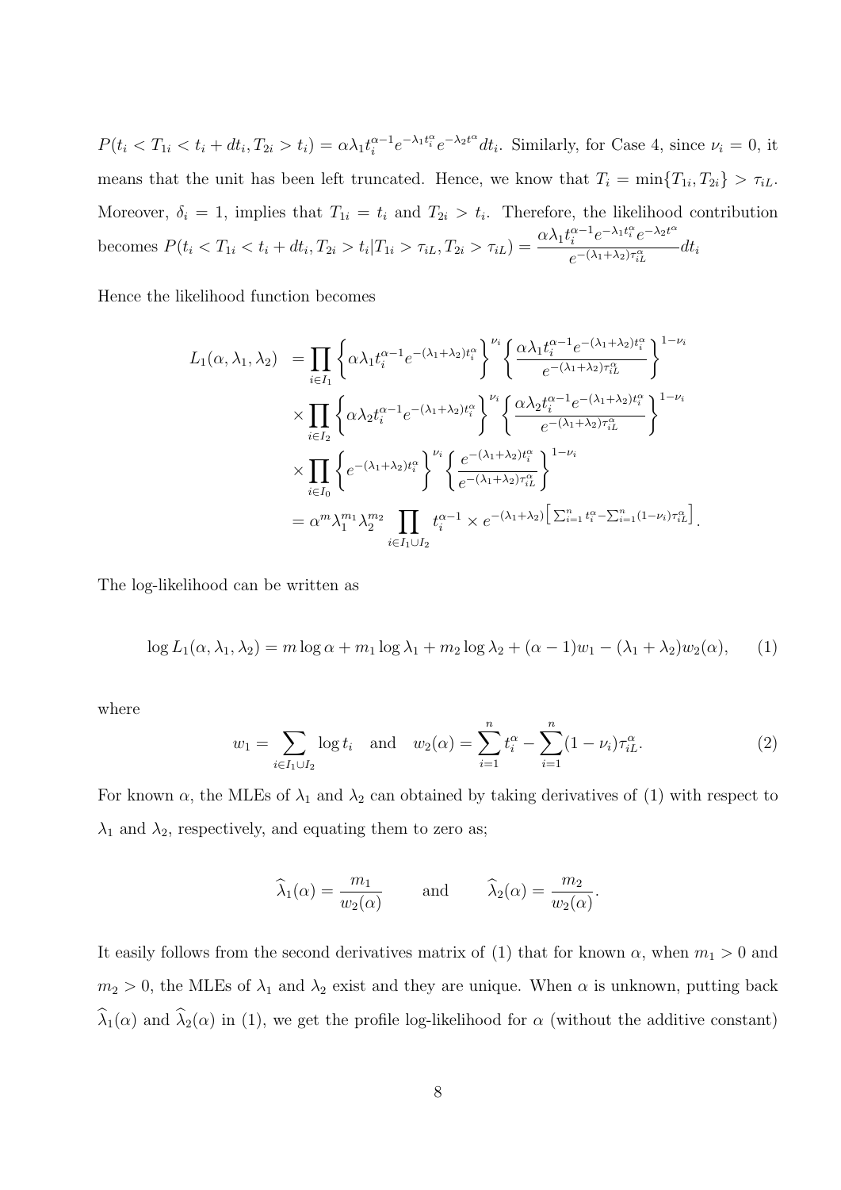$P(t_i < T_{1i} < t_i + dt_i, T_{2i} > t_i) = \alpha\lambda_1 t_i^{\alpha-1} e^{-\lambda_1 t_i^{\alpha}} e^{-\lambda_2 t^{\alpha}} dt_i$. Similarly, for Case 4, since $\nu_i = 0$, it means that the unit has been left truncated. Hence, we know that $T_i = \min\{T_{1i}, T_{2i}\} > \tau_{iL}$. Moreover, $\delta_i = 1$, implies that $T_{1i} = t_i$ and $T_{2i} > t_i$. Therefore, the likelihood contribution becomes $P(t_i < T_{1i} < t_i + dt_i, T_{2i} > t_i | T_{1i} > \tau_{iL}, T_{2i} > \tau_{iL}) = \dfrac{\alpha\lambda_1 t_i^{\alpha-1} e^{-\lambda_1 t_i^{\alpha}} e^{-\lambda_2 t^{\alpha}}}{e^{-(\lambda_1+\lambda_2)\tau_{iL}^{\alpha}}} dt_i$

Hence the likelihood function becomes

$$
\begin{aligned}
L_1(\alpha, \lambda_1, \lambda_2) &= \prod_{i \in I_1} \left\{ \alpha\lambda_1 t_i^{\alpha-1} e^{-(\lambda_1+\lambda_2)t_i^{\alpha}} \right\}^{\nu_i} \left\{ \frac{\alpha\lambda_1 t_i^{\alpha-1} e^{-(\lambda_1+\lambda_2)t_i^{\alpha}}}{e^{-(\lambda_1+\lambda_2)\tau_{iL}^{\alpha}}} \right\}^{1-\nu_i} \\
&\times \prod_{i \in I_2} \left\{ \alpha\lambda_2 t_i^{\alpha-1} e^{-(\lambda_1+\lambda_2)t_i^{\alpha}} \right\}^{\nu_i} \left\{ \frac{\alpha\lambda_2 t_i^{\alpha-1} e^{-(\lambda_1+\lambda_2)t_i^{\alpha}}}{e^{-(\lambda_1+\lambda_2)\tau_{iL}^{\alpha}}} \right\}^{1-\nu_i} \\
&\times \prod_{i \in I_0} \left\{ e^{-(\lambda_1+\lambda_2)t_i^{\alpha}} \right\}^{\nu_i} \left\{ \frac{e^{-(\lambda_1+\lambda_2)t_i^{\alpha}}}{e^{-(\lambda_1+\lambda_2)\tau_{iL}^{\alpha}}} \right\}^{1-\nu_i} \\
&= \alpha^m \lambda_1^{m_1} \lambda_2^{m_2} \prod_{i \in I_1 \cup I_2} t_i^{\alpha-1} \times e^{-(\lambda_1+\lambda_2)\left[\sum_{i=1}^n t_i^{\alpha} - \sum_{i=1}^n (1-\nu_i)\tau_{iL}^{\alpha}\right]}.
\end{aligned}
$$

The log-likelihood can be written as

$$
\log L_1(\alpha, \lambda_1, \lambda_2) = m \log \alpha + m_1 \log \lambda_1 + m_2 \log \lambda_2 + (\alpha - 1) w_1 - (\lambda_1 + \lambda_2) w_2(\alpha), \qquad (1)
$$

where

$$
w_1 = \sum_{i \in I_1 \cup I_2} \log t_i \quad \text{and} \quad w_2(\alpha) = \sum_{i=1}^n t_i^{\alpha} - \sum_{i=1}^n (1-\nu_i)\tau_{iL}^{\alpha}. \qquad (2)
$$

For known $\alpha$, the MLEs of $\lambda_1$ and $\lambda_2$ can obtained by taking derivatives of (1) with respect to $\lambda_1$ and $\lambda_2$, respectively, and equating them to zero as;

$$
\widehat{\lambda}_1(\alpha) = \frac{m_1}{w_2(\alpha)} \qquad \text{and} \qquad \widehat{\lambda}_2(\alpha) = \frac{m_2}{w_2(\alpha)}.
$$

It easily follows from the second derivatives matrix of (1) that for known $\alpha$, when $m_1 > 0$ and $m_2 > 0$, the MLEs of $\lambda_1$ and $\lambda_2$ exist and they are unique. When $\alpha$ is unknown, putting back $\widehat{\lambda}_1(\alpha)$ and $\widehat{\lambda}_2(\alpha)$ in (1), we get the profile log-likelihood for $\alpha$ (without the additive constant)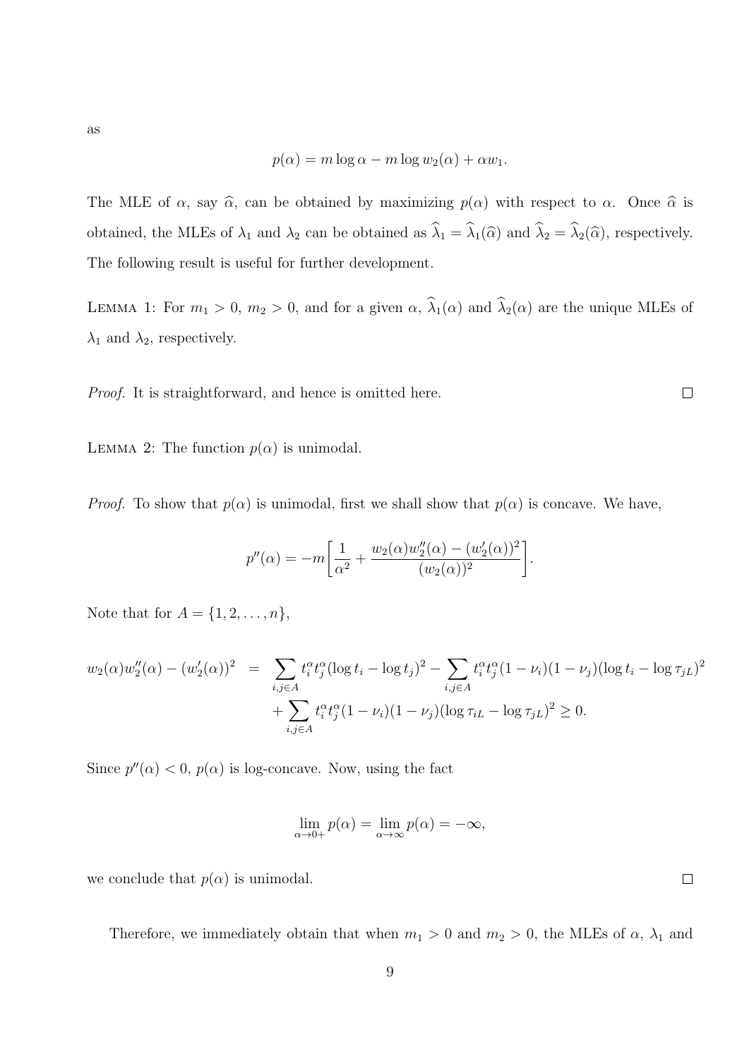as

$$p(\alpha) = m \log \alpha - m \log w_2(\alpha) + \alpha w_1.$$

The MLE of $\alpha$, say $\widehat{\alpha}$, can be obtained by maximizing $p(\alpha)$ with respect to $\alpha$. Once $\widehat{\alpha}$ is obtained, the MLEs of $\lambda_1$ and $\lambda_2$ can be obtained as $\widehat{\lambda}_1 = \widehat{\lambda}_1(\widehat{\alpha})$ and $\widehat{\lambda}_2 = \widehat{\lambda}_2(\widehat{\alpha})$, respectively. The following result is useful for further development.

LEMMA 1: For $m_1 > 0$, $m_2 > 0$, and for a given $\alpha$, $\widehat{\lambda}_1(\alpha)$ and $\widehat{\lambda}_2(\alpha)$ are the unique MLEs of $\lambda_1$ and $\lambda_2$, respectively.

*Proof.* It is straightforward, and hence is omitted here. $\square$

LEMMA 2: The function $p(\alpha)$ is unimodal.

*Proof.* To show that $p(\alpha)$ is unimodal, first we shall show that $p(\alpha)$ is concave. We have,

$$p''(\alpha) = -m\left[\frac{1}{\alpha^2} + \frac{w_2(\alpha)w_2''(\alpha) - (w_2'(\alpha))^2}{(w_2(\alpha))^2}\right].$$

Note that for $A = \{1, 2, \ldots, n\}$,

$$\begin{aligned} w_2(\alpha)w_2''(\alpha) - (w_2'(\alpha))^2 &= \sum_{i,j \in A} t_i^{\alpha} t_j^{\alpha} (\log t_i - \log t_j)^2 - \sum_{i,j \in A} t_i^{\alpha} t_j^{\alpha} (1-\nu_i)(1-\nu_j)(\log t_i - \log \tau_{jL})^2 \\ &\quad + \sum_{i,j \in A} t_i^{\alpha} t_j^{\alpha} (1-\nu_i)(1-\nu_j)(\log \tau_{iL} - \log \tau_{jL})^2 \geq 0. \end{aligned}$$

Since $p''(\alpha) < 0$, $p(\alpha)$ is log-concave. Now, using the fact

$$\lim_{\alpha \to 0+} p(\alpha) = \lim_{\alpha \to \infty} p(\alpha) = -\infty,$$

we conclude that $p(\alpha)$ is unimodal. $\square$

Therefore, we immediately obtain that when $m_1 > 0$ and $m_2 > 0$, the MLEs of $\alpha$, $\lambda_1$ and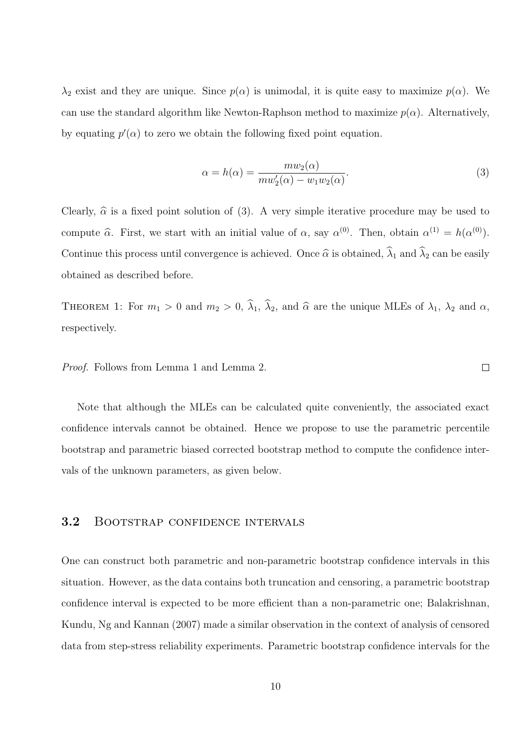$\lambda_2$ exist and they are unique. Since $p(\alpha)$ is unimodal, it is quite easy to maximize $p(\alpha)$. We can use the standard algorithm like Newton-Raphson method to maximize $p(\alpha)$. Alternatively, by equating $p'(\alpha)$ to zero we obtain the following fixed point equation.

$$\alpha = h(\alpha) = \frac{m w_2(\alpha)}{m w_2'(\alpha) - w_1 w_2(\alpha)}. \tag{3}$$

Clearly, $\widehat{\alpha}$ is a fixed point solution of (3). A very simple iterative procedure may be used to compute $\widehat{\alpha}$. First, we start with an initial value of $\alpha$, say $\alpha^{(0)}$. Then, obtain $\alpha^{(1)} = h(\alpha^{(0)})$. Continue this process until convergence is achieved. Once $\widehat{\alpha}$ is obtained, $\widehat{\lambda}_1$ and $\widehat{\lambda}_2$ can be easily obtained as described before.

Theorem 1: For $m_1 > 0$ and $m_2 > 0$, $\widehat{\lambda}_1$, $\widehat{\lambda}_2$, and $\widehat{\alpha}$ are the unique MLEs of $\lambda_1$, $\lambda_2$ and $\alpha$, respectively.

*Proof.* Follows from Lemma 1 and Lemma 2. □

Note that although the MLEs can be calculated quite conveniently, the associated exact confidence intervals cannot be obtained. Hence we propose to use the parametric percentile bootstrap and parametric biased corrected bootstrap method to compute the confidence intervals of the unknown parameters, as given below.

## 3.2 Bootstrap confidence intervals

One can construct both parametric and non-parametric bootstrap confidence intervals in this situation. However, as the data contains both truncation and censoring, a parametric bootstrap confidence interval is expected to be more efficient than a non-parametric one; Balakrishnan, Kundu, Ng and Kannan (2007) made a similar observation in the context of analysis of censored data from step-stress reliability experiments. Parametric bootstrap confidence intervals for the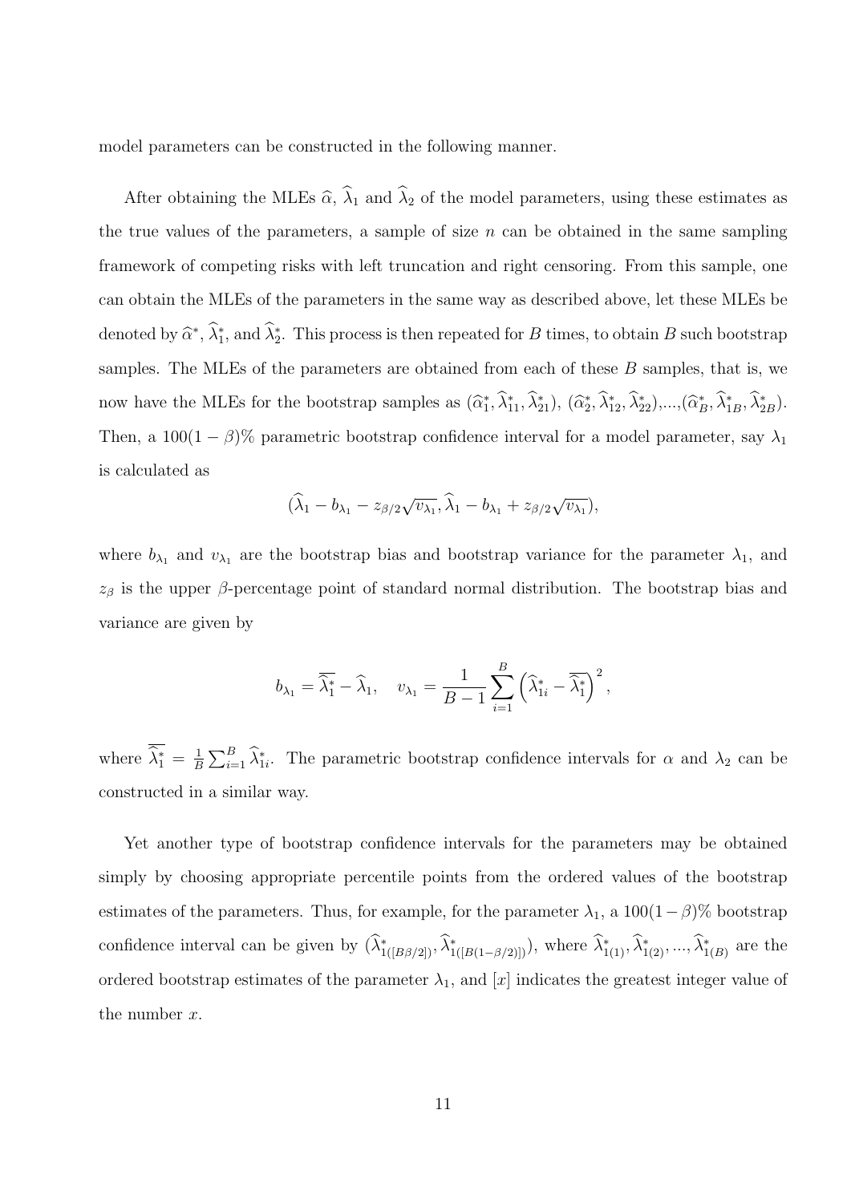model parameters can be constructed in the following manner.

After obtaining the MLEs $\widehat{\alpha}$, $\widehat{\lambda}_1$ and $\widehat{\lambda}_2$ of the model parameters, using these estimates as the true values of the parameters, a sample of size $n$ can be obtained in the same sampling framework of competing risks with left truncation and right censoring. From this sample, one can obtain the MLEs of the parameters in the same way as described above, let these MLEs be denoted by $\widehat{\alpha}^*$, $\widehat{\lambda}_1^*$, and $\widehat{\lambda}_2^*$. This process is then repeated for $B$ times, to obtain $B$ such bootstrap samples. The MLEs of the parameters are obtained from each of these $B$ samples, that is, we now have the MLEs for the bootstrap samples as $(\widehat{\alpha}_1^*, \widehat{\lambda}_{11}^*, \widehat{\lambda}_{21}^*)$, $(\widehat{\alpha}_2^*, \widehat{\lambda}_{12}^*, \widehat{\lambda}_{22}^*)$,...,$(\widehat{\alpha}_B^*, \widehat{\lambda}_{1B}^*, \widehat{\lambda}_{2B}^*)$. Then, a $100(1-\beta)\%$ parametric bootstrap confidence interval for a model parameter, say $\lambda_1$ is calculated as

$$(\widehat{\lambda}_1 - b_{\lambda_1} - z_{\beta/2}\sqrt{v_{\lambda_1}}, \widehat{\lambda}_1 - b_{\lambda_1} + z_{\beta/2}\sqrt{v_{\lambda_1}}),$$

where $b_{\lambda_1}$ and $v_{\lambda_1}$ are the bootstrap bias and bootstrap variance for the parameter $\lambda_1$, and $z_\beta$ is the upper $\beta$-percentage point of standard normal distribution. The bootstrap bias and variance are given by

$$b_{\lambda_1} = \overline{\widehat{\lambda}_1^*} - \widehat{\lambda}_1, \quad v_{\lambda_1} = \frac{1}{B-1}\sum_{i=1}^{B}\left(\widehat{\lambda}_{1i}^* - \overline{\widehat{\lambda}_1^*}\right)^2,$$

where $\overline{\widehat{\lambda}_1^*} = \frac{1}{B}\sum_{i=1}^{B}\widehat{\lambda}_{1i}^*$. The parametric bootstrap confidence intervals for $\alpha$ and $\lambda_2$ can be constructed in a similar way.

Yet another type of bootstrap confidence intervals for the parameters may be obtained simply by choosing appropriate percentile points from the ordered values of the bootstrap estimates of the parameters. Thus, for example, for the parameter $\lambda_1$, a $100(1-\beta)\%$ bootstrap confidence interval can be given by $(\widehat{\lambda}_{1([B\beta/2])}^*, \widehat{\lambda}_{1([B(1-\beta/2)])}^*)$, where $\widehat{\lambda}_{1(1)}^*, \widehat{\lambda}_{1(2)}^*, ..., \widehat{\lambda}_{1(B)}^*$ are the ordered bootstrap estimates of the parameter $\lambda_1$, and $[x]$ indicates the greatest integer value of the number $x$.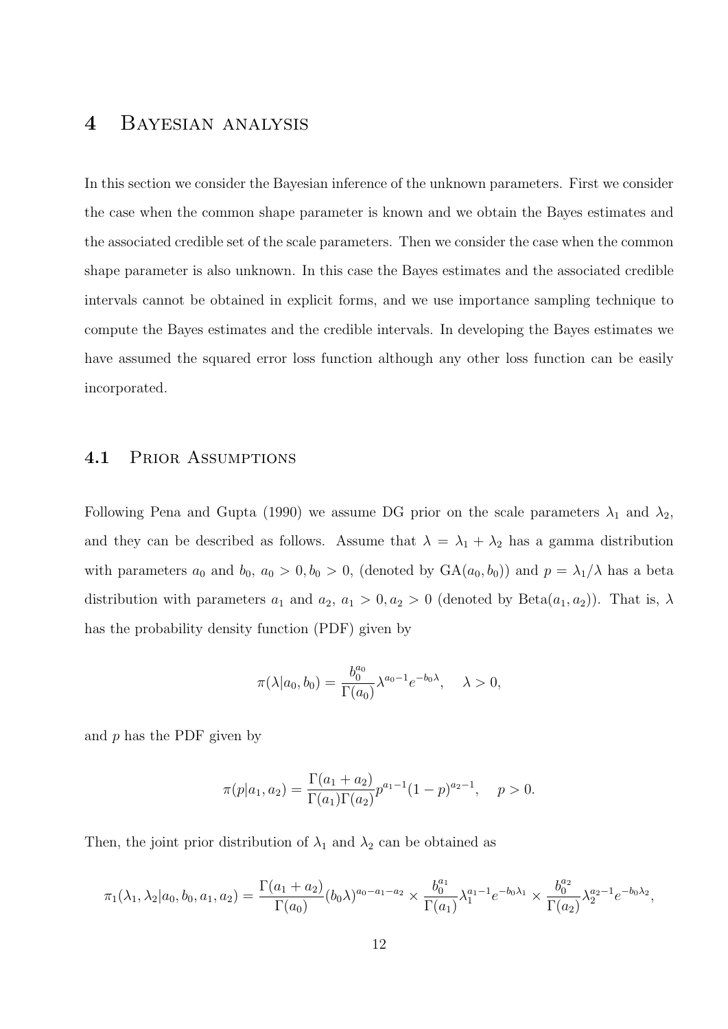# 4 Bayesian analysis

In this section we consider the Bayesian inference of the unknown parameters. First we consider the case when the common shape parameter is known and we obtain the Bayes estimates and the associated credible set of the scale parameters. Then we consider the case when the common shape parameter is also unknown. In this case the Bayes estimates and the associated credible intervals cannot be obtained in explicit forms, and we use importance sampling technique to compute the Bayes estimates and the credible intervals. In developing the Bayes estimates we have assumed the squared error loss function although any other loss function can be easily incorporated.

## 4.1 Prior Assumptions

Following Pena and Gupta (1990) we assume DG prior on the scale parameters $\lambda_1$ and $\lambda_2$, and they can be described as follows. Assume that $\lambda = \lambda_1 + \lambda_2$ has a gamma distribution with parameters $a_0$ and $b_0$, $a_0 > 0, b_0 > 0$, (denoted by $\text{GA}(a_0, b_0)$) and $p = \lambda_1/\lambda$ has a beta distribution with parameters $a_1$ and $a_2$, $a_1 > 0, a_2 > 0$ (denoted by $\text{Beta}(a_1, a_2)$). That is, $\lambda$ has the probability density function (PDF) given by

$$\pi(\lambda|a_0, b_0) = \frac{b_0^{a_0}}{\Gamma(a_0)} \lambda^{a_0 - 1} e^{-b_0 \lambda}, \quad \lambda > 0,$$

and $p$ has the PDF given by

$$\pi(p|a_1, a_2) = \frac{\Gamma(a_1 + a_2)}{\Gamma(a_1)\Gamma(a_2)} p^{a_1 - 1}(1 - p)^{a_2 - 1}, \quad p > 0.$$

Then, the joint prior distribution of $\lambda_1$ and $\lambda_2$ can be obtained as

$$\pi_1(\lambda_1, \lambda_2 | a_0, b_0, a_1, a_2) = \frac{\Gamma(a_1 + a_2)}{\Gamma(a_0)} (b_0 \lambda)^{a_0 - a_1 - a_2} \times \frac{b_0^{a_1}}{\Gamma(a_1)} \lambda_1^{a_1 - 1} e^{-b_0 \lambda_1} \times \frac{b_0^{a_2}}{\Gamma(a_2)} \lambda_2^{a_2 - 1} e^{-b_0 \lambda_2},$$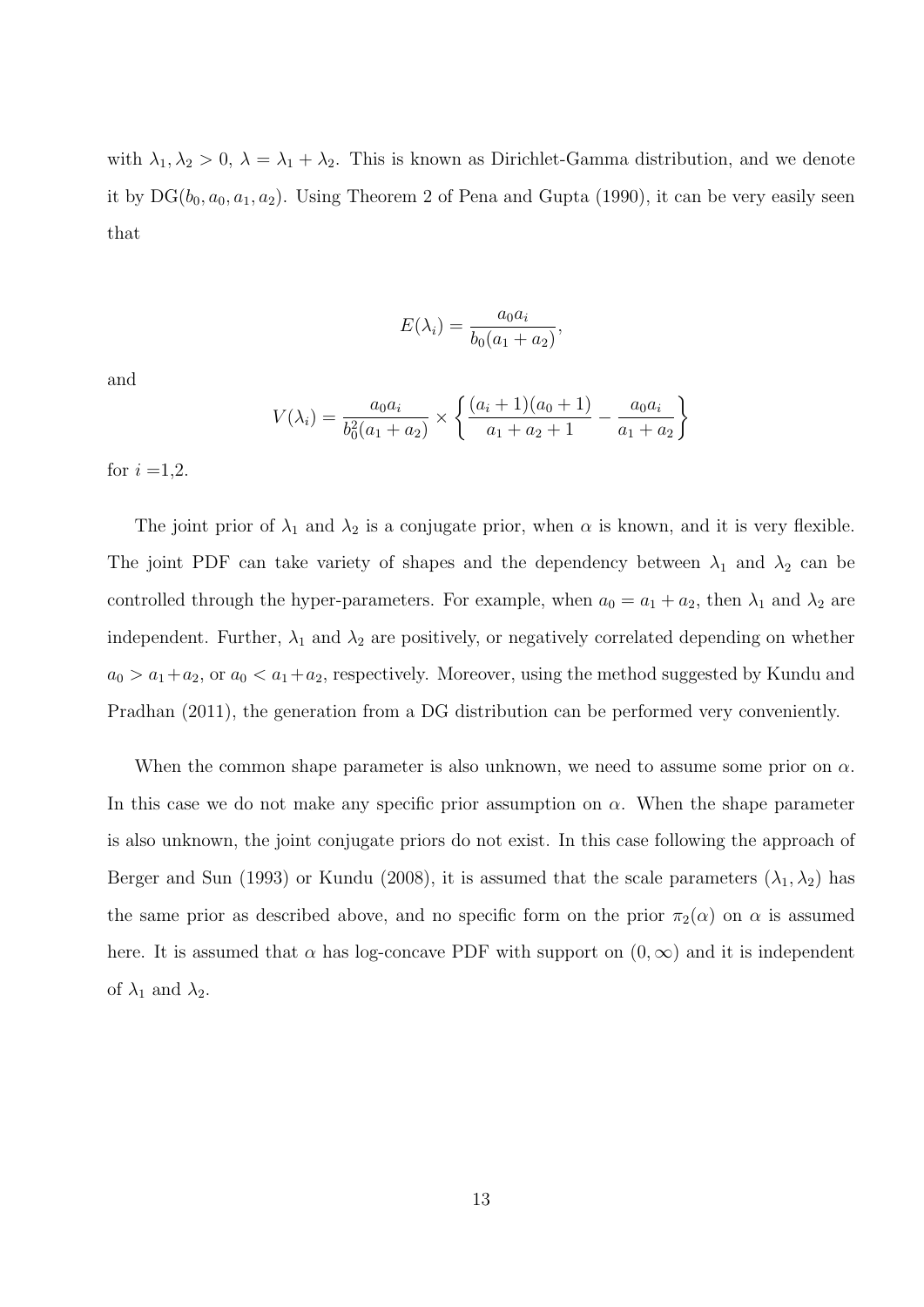with $\lambda_1, \lambda_2 > 0$, $\lambda = \lambda_1 + \lambda_2$. This is known as Dirichlet-Gamma distribution, and we denote it by $\text{DG}(b_0, a_0, a_1, a_2)$. Using Theorem 2 of Pena and Gupta (1990), it can be very easily seen that

$$E(\lambda_i) = \frac{a_0 a_i}{b_0(a_1 + a_2)},$$

and

$$V(\lambda_i) = \frac{a_0 a_i}{b_0^2(a_1 + a_2)} \times \left\{ \frac{(a_i + 1)(a_0 + 1)}{a_1 + a_2 + 1} - \frac{a_0 a_i}{a_1 + a_2} \right\}$$

for $i$ =1,2.

The joint prior of $\lambda_1$ and $\lambda_2$ is a conjugate prior, when $\alpha$ is known, and it is very flexible. The joint PDF can take variety of shapes and the dependency between $\lambda_1$ and $\lambda_2$ can be controlled through the hyper-parameters. For example, when $a_0 = a_1 + a_2$, then $\lambda_1$ and $\lambda_2$ are independent. Further, $\lambda_1$ and $\lambda_2$ are positively, or negatively correlated depending on whether $a_0 > a_1 + a_2$, or $a_0 < a_1 + a_2$, respectively. Moreover, using the method suggested by Kundu and Pradhan (2011), the generation from a DG distribution can be performed very conveniently.

When the common shape parameter is also unknown, we need to assume some prior on $\alpha$. In this case we do not make any specific prior assumption on $\alpha$. When the shape parameter is also unknown, the joint conjugate priors do not exist. In this case following the approach of Berger and Sun (1993) or Kundu (2008), it is assumed that the scale parameters $(\lambda_1, \lambda_2)$ has the same prior as described above, and no specific form on the prior $\pi_2(\alpha)$ on $\alpha$ is assumed here. It is assumed that $\alpha$ has log-concave PDF with support on $(0, \infty)$ and it is independent of $\lambda_1$ and $\lambda_2$.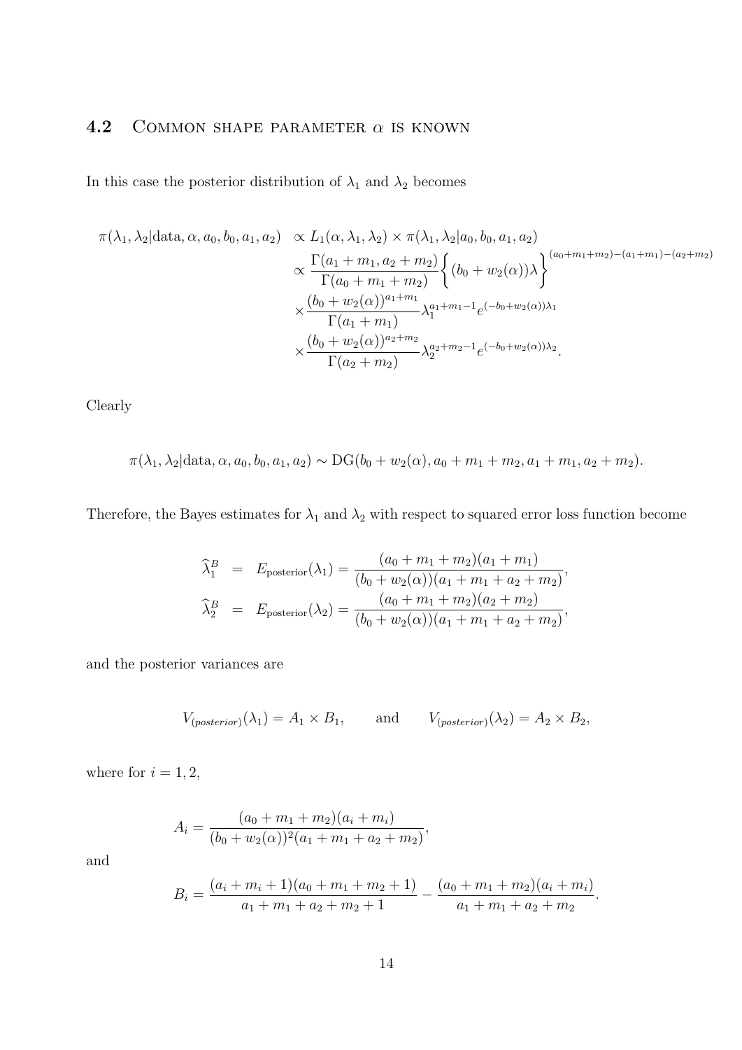## 4.2 Common shape parameter $\alpha$ is known

In this case the posterior distribution of $\lambda_1$ and $\lambda_2$ becomes

$$
\begin{aligned}
\pi(\lambda_1, \lambda_2|\text{data}, \alpha, a_0, b_0, a_1, a_2) \;&\propto L_1(\alpha, \lambda_1, \lambda_2) \times \pi(\lambda_1, \lambda_2|a_0, b_0, a_1, a_2) \\
&\propto \frac{\Gamma(a_1+m_1, a_2+m_2)}{\Gamma(a_0+m_1+m_2)} \Big\{ (b_0 + w_2(\alpha))\lambda \Big\}^{(a_0+m_1+m_2)-(a_1+m_1)-(a_2+m_2)} \\
&\times \frac{(b_0+w_2(\alpha))^{a_1+m_1}}{\Gamma(a_1+m_1)} \lambda_1^{a_1+m_1-1} e^{(-b_0+w_2(\alpha))\lambda_1} \\
&\times \frac{(b_0+w_2(\alpha))^{a_2+m_2}}{\Gamma(a_2+m_2)} \lambda_2^{a_2+m_2-1} e^{(-b_0+w_2(\alpha))\lambda_2}.
\end{aligned}
$$

Clearly

$$
\pi(\lambda_1, \lambda_2|\text{data}, \alpha, a_0, b_0, a_1, a_2) \sim \text{DG}(b_0 + w_2(\alpha), a_0 + m_1 + m_2, a_1 + m_1, a_2 + m_2).
$$

Therefore, the Bayes estimates for $\lambda_1$ and $\lambda_2$ with respect to squared error loss function become

$$
\begin{aligned}
\widehat{\lambda}_1^B &= E_{\text{posterior}}(\lambda_1) = \frac{(a_0+m_1+m_2)(a_1+m_1)}{(b_0+w_2(\alpha))(a_1+m_1+a_2+m_2)}, \\
\widehat{\lambda}_2^B &= E_{\text{posterior}}(\lambda_2) = \frac{(a_0+m_1+m_2)(a_2+m_2)}{(b_0+w_2(\alpha))(a_1+m_1+a_2+m_2)},
\end{aligned}
$$

and the posterior variances are

$$
V_{(posterior)}(\lambda_1) = A_1 \times B_1, \qquad \text{and} \qquad V_{(posterior)}(\lambda_2) = A_2 \times B_2,
$$

where for $i = 1, 2$,

$$
A_i = \frac{(a_0+m_1+m_2)(a_i+m_i)}{(b_0+w_2(\alpha))^2(a_1+m_1+a_2+m_2)},
$$

and

$$
B_i = \frac{(a_i+m_i+1)(a_0+m_1+m_2+1)}{a_1+m_1+a_2+m_2+1} - \frac{(a_0+m_1+m_2)(a_i+m_i)}{a_1+m_1+a_2+m_2}.
$$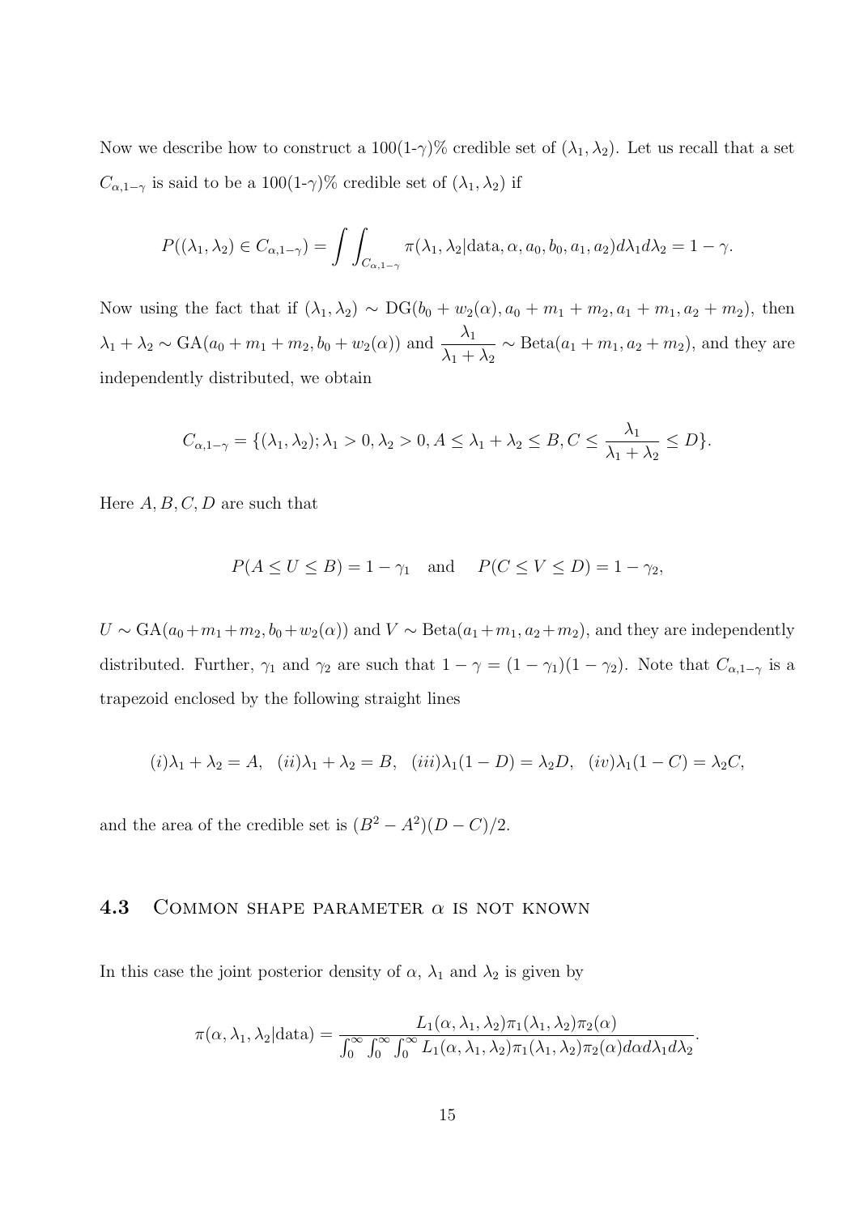Now we describe how to construct a 100(1-$\gamma$)% credible set of $(\lambda_1, \lambda_2)$. Let us recall that a set $C_{\alpha,1-\gamma}$ is said to be a 100(1-$\gamma$)% credible set of $(\lambda_1, \lambda_2)$ if

$$P((\lambda_1, \lambda_2) \in C_{\alpha,1-\gamma}) = \int\int_{C_{\alpha,1-\gamma}} \pi(\lambda_1, \lambda_2|\text{data}, \alpha, a_0, b_0, a_1, a_2) d\lambda_1 d\lambda_2 = 1 - \gamma.$$

Now using the fact that if $(\lambda_1, \lambda_2) \sim \text{DG}(b_0 + w_2(\alpha), a_0 + m_1 + m_2, a_1 + m_1, a_2 + m_2)$, then $\lambda_1 + \lambda_2 \sim \text{GA}(a_0 + m_1 + m_2, b_0 + w_2(\alpha))$ and $\dfrac{\lambda_1}{\lambda_1 + \lambda_2} \sim \text{Beta}(a_1 + m_1, a_2 + m_2)$, and they are independently distributed, we obtain

$$C_{\alpha,1-\gamma} = \{(\lambda_1, \lambda_2); \lambda_1 > 0, \lambda_2 > 0, A \leq \lambda_1 + \lambda_2 \leq B, C \leq \frac{\lambda_1}{\lambda_1 + \lambda_2} \leq D\}.$$

Here $A, B, C, D$ are such that

$$P(A \leq U \leq B) = 1 - \gamma_1 \quad \text{and} \quad P(C \leq V \leq D) = 1 - \gamma_2,$$

$U \sim \text{GA}(a_0 + m_1 + m_2, b_0 + w_2(\alpha))$ and $V \sim \text{Beta}(a_1 + m_1, a_2 + m_2)$, and they are independently distributed. Further, $\gamma_1$ and $\gamma_2$ are such that $1 - \gamma = (1 - \gamma_1)(1 - \gamma_2)$. Note that $C_{\alpha,1-\gamma}$ is a trapezoid enclosed by the following straight lines

$$(i)\lambda_1 + \lambda_2 = A, \quad (ii)\lambda_1 + \lambda_2 = B, \quad (iii)\lambda_1(1 - D) = \lambda_2 D, \quad (iv)\lambda_1(1 - C) = \lambda_2 C,$$

and the area of the credible set is $(B^2 - A^2)(D - C)/2$.

### 4.3 Common shape parameter $\alpha$ is not known

In this case the joint posterior density of $\alpha$, $\lambda_1$ and $\lambda_2$ is given by

$$\pi(\alpha, \lambda_1, \lambda_2|\text{data}) = \frac{L_1(\alpha, \lambda_1, \lambda_2)\pi_1(\lambda_1, \lambda_2)\pi_2(\alpha)}{\int_0^\infty \int_0^\infty \int_0^\infty L_1(\alpha, \lambda_1, \lambda_2)\pi_1(\lambda_1, \lambda_2)\pi_2(\alpha) d\alpha d\lambda_1 d\lambda_2}.$$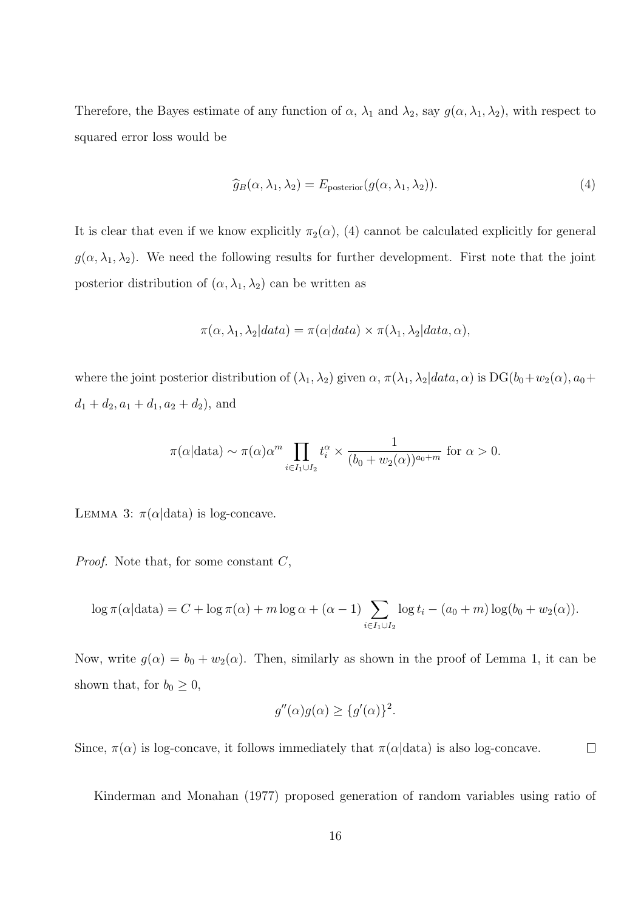Therefore, the Bayes estimate of any function of $\alpha$, $\lambda_1$ and $\lambda_2$, say $g(\alpha, \lambda_1, \lambda_2)$, with respect to squared error loss would be

$$\widehat{g}_B(\alpha, \lambda_1, \lambda_2) = E_{\text{posterior}}(g(\alpha, \lambda_1, \lambda_2)). \tag{4}$$

It is clear that even if we know explicitly $\pi_2(\alpha)$, (4) cannot be calculated explicitly for general $g(\alpha, \lambda_1, \lambda_2)$. We need the following results for further development. First note that the joint posterior distribution of $(\alpha, \lambda_1, \lambda_2)$ can be written as

$$\pi(\alpha, \lambda_1, \lambda_2 | data) = \pi(\alpha | data) \times \pi(\lambda_1, \lambda_2 | data, \alpha),$$

where the joint posterior distribution of $(\lambda_1, \lambda_2)$ given $\alpha$, $\pi(\lambda_1, \lambda_2 | data, \alpha)$ is $\text{DG}(b_0 + w_2(\alpha), a_0 + d_1 + d_2, a_1 + d_1, a_2 + d_2)$, and

$$\pi(\alpha|\text{data}) \sim \pi(\alpha)\alpha^m \prod_{i \in I_1 \cup I_2} t_i^{\alpha} \times \frac{1}{(b_0 + w_2(\alpha))^{a_0+m}} \text{ for } \alpha > 0.$$

Lemma 3: $\pi(\alpha|\text{data})$ is log-concave.

*Proof.* Note that, for some constant $C$,

$$\log \pi(\alpha|\text{data}) = C + \log \pi(\alpha) + m \log \alpha + (\alpha - 1) \sum_{i \in I_1 \cup I_2} \log t_i - (a_0 + m) \log(b_0 + w_2(\alpha)).$$

Now, write $g(\alpha) = b_0 + w_2(\alpha)$. Then, similarly as shown in the proof of Lemma 1, it can be shown that, for $b_0 \geq 0$,

$$g''(\alpha) g(\alpha) \geq \{g'(\alpha)\}^2.$$

Since, $\pi(\alpha)$ is log-concave, it follows immediately that $\pi(\alpha|\text{data})$ is also log-concave. □

Kinderman and Monahan (1977) proposed generation of random variables using ratio of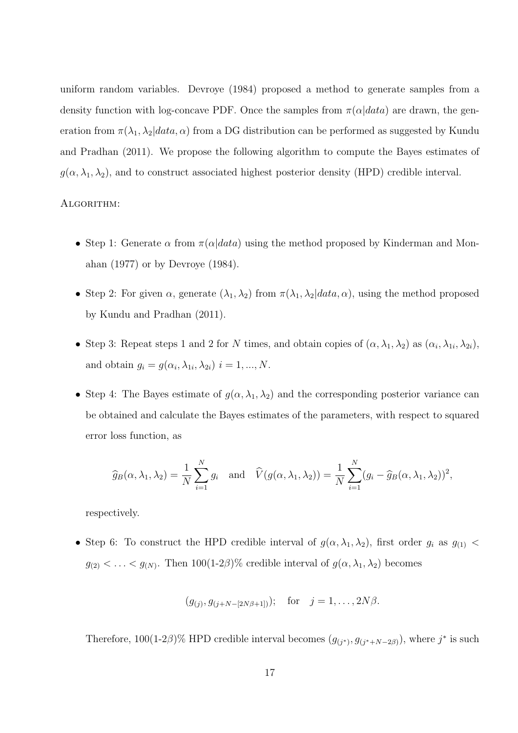uniform random variables. Devroye (1984) proposed a method to generate samples from a density function with log-concave PDF. Once the samples from $\pi(\alpha|data)$ are drawn, the generation from $\pi(\lambda_1, \lambda_2|data, \alpha)$ from a DG distribution can be performed as suggested by Kundu and Pradhan (2011). We propose the following algorithm to compute the Bayes estimates of $g(\alpha, \lambda_1, \lambda_2)$, and to construct associated highest posterior density (HPD) credible interval.

ALGORITHM:

- Step 1: Generate $\alpha$ from $\pi(\alpha|data)$ using the method proposed by Kinderman and Monahan (1977) or by Devroye (1984).
- Step 2: For given $\alpha$, generate $(\lambda_1, \lambda_2)$ from $\pi(\lambda_1, \lambda_2|data, \alpha)$, using the method proposed by Kundu and Pradhan (2011).
- Step 3: Repeat steps 1 and 2 for $N$ times, and obtain copies of $(\alpha, \lambda_1, \lambda_2)$ as $(\alpha_i, \lambda_{1i}, \lambda_{2i})$, and obtain $g_i = g(\alpha_i, \lambda_{1i}, \lambda_{2i})$ $i = 1, ..., N$.
- Step 4: The Bayes estimate of $g(\alpha, \lambda_1, \lambda_2)$ and the corresponding posterior variance can be obtained and calculate the Bayes estimates of the parameters, with respect to squared error loss function, as

$$\widehat{g}_B(\alpha, \lambda_1, \lambda_2) = \frac{1}{N}\sum_{i=1}^{N} g_i \quad \text{and} \quad \widehat{V}(g(\alpha, \lambda_1, \lambda_2)) = \frac{1}{N}\sum_{i=1}^{N}(g_i - \widehat{g}_B(\alpha, \lambda_1, \lambda_2))^2,$$

  respectively.

- Step 6: To construct the HPD credible interval of $g(\alpha, \lambda_1, \lambda_2)$, first order $g_i$ as $g_{(1)} < g_{(2)} < \ldots < g_{(N)}$. Then 100(1-2$\beta$)% credible interval of $g(\alpha, \lambda_1, \lambda_2)$ becomes

$$(g_{(j)}, g_{(j+N-[2N\beta+1])}); \quad \text{for} \quad j = 1, \ldots, 2N\beta.$$

  Therefore, 100(1-2$\beta$)% HPD credible interval becomes $(g_{(j^*)}, g_{(j^*+N-2\beta)})$, where $j^*$ is such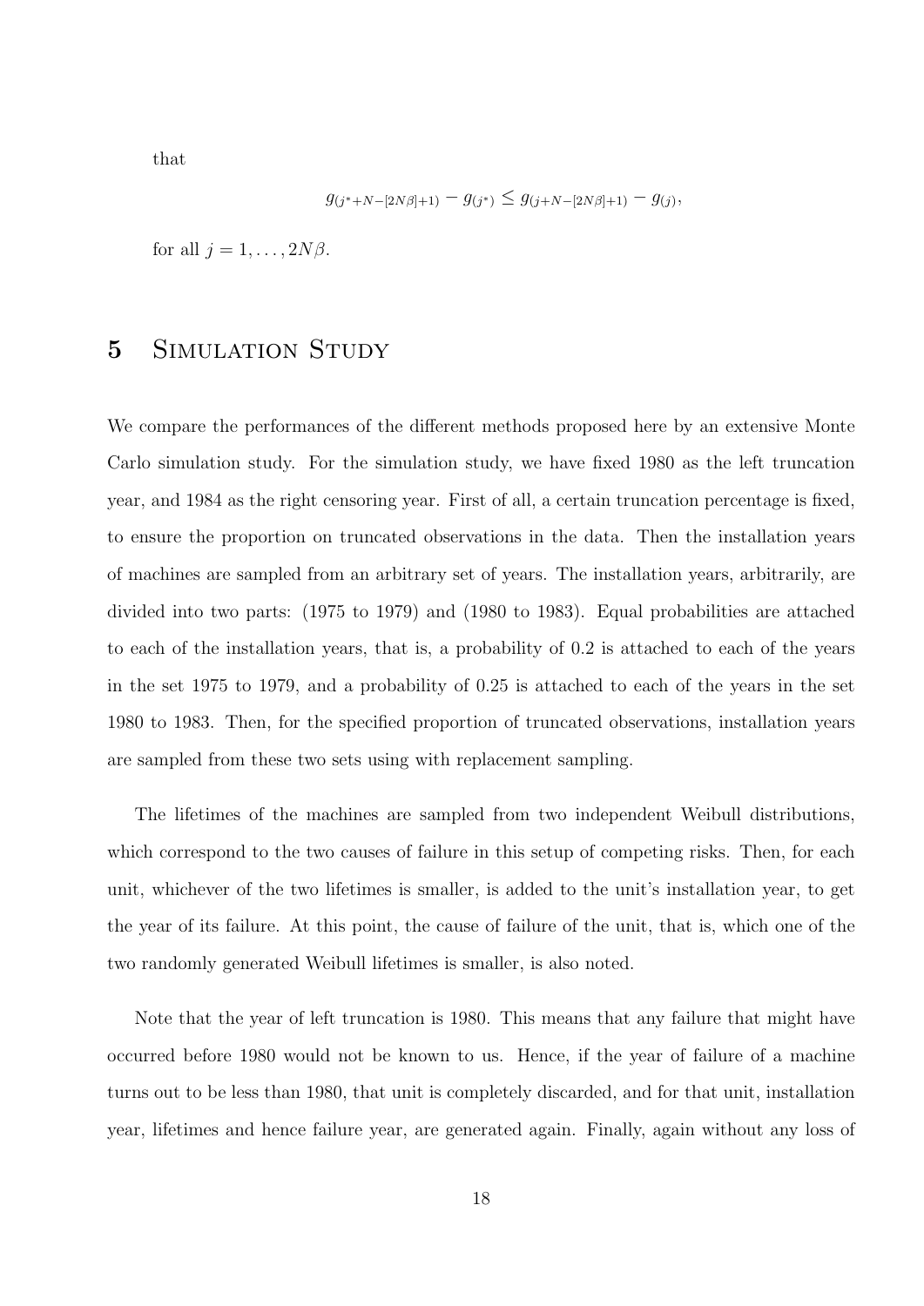that

$$g_{(j^*+N-[2N\beta]+1)} - g_{(j^*)} \leq g_{(j+N-[2N\beta]+1)} - g_{(j)},$$

for all $j = 1, \ldots, 2N\beta$.

# 5 Simulation Study

We compare the performances of the different methods proposed here by an extensive Monte Carlo simulation study. For the simulation study, we have fixed 1980 as the left truncation year, and 1984 as the right censoring year. First of all, a certain truncation percentage is fixed, to ensure the proportion on truncated observations in the data. Then the installation years of machines are sampled from an arbitrary set of years. The installation years, arbitrarily, are divided into two parts: (1975 to 1979) and (1980 to 1983). Equal probabilities are attached to each of the installation years, that is, a probability of 0.2 is attached to each of the years in the set 1975 to 1979, and a probability of 0.25 is attached to each of the years in the set 1980 to 1983. Then, for the specified proportion of truncated observations, installation years are sampled from these two sets using with replacement sampling.

The lifetimes of the machines are sampled from two independent Weibull distributions, which correspond to the two causes of failure in this setup of competing risks. Then, for each unit, whichever of the two lifetimes is smaller, is added to the unit's installation year, to get the year of its failure. At this point, the cause of failure of the unit, that is, which one of the two randomly generated Weibull lifetimes is smaller, is also noted.

Note that the year of left truncation is 1980. This means that any failure that might have occurred before 1980 would not be known to us. Hence, if the year of failure of a machine turns out to be less than 1980, that unit is completely discarded, and for that unit, installation year, lifetimes and hence failure year, are generated again. Finally, again without any loss of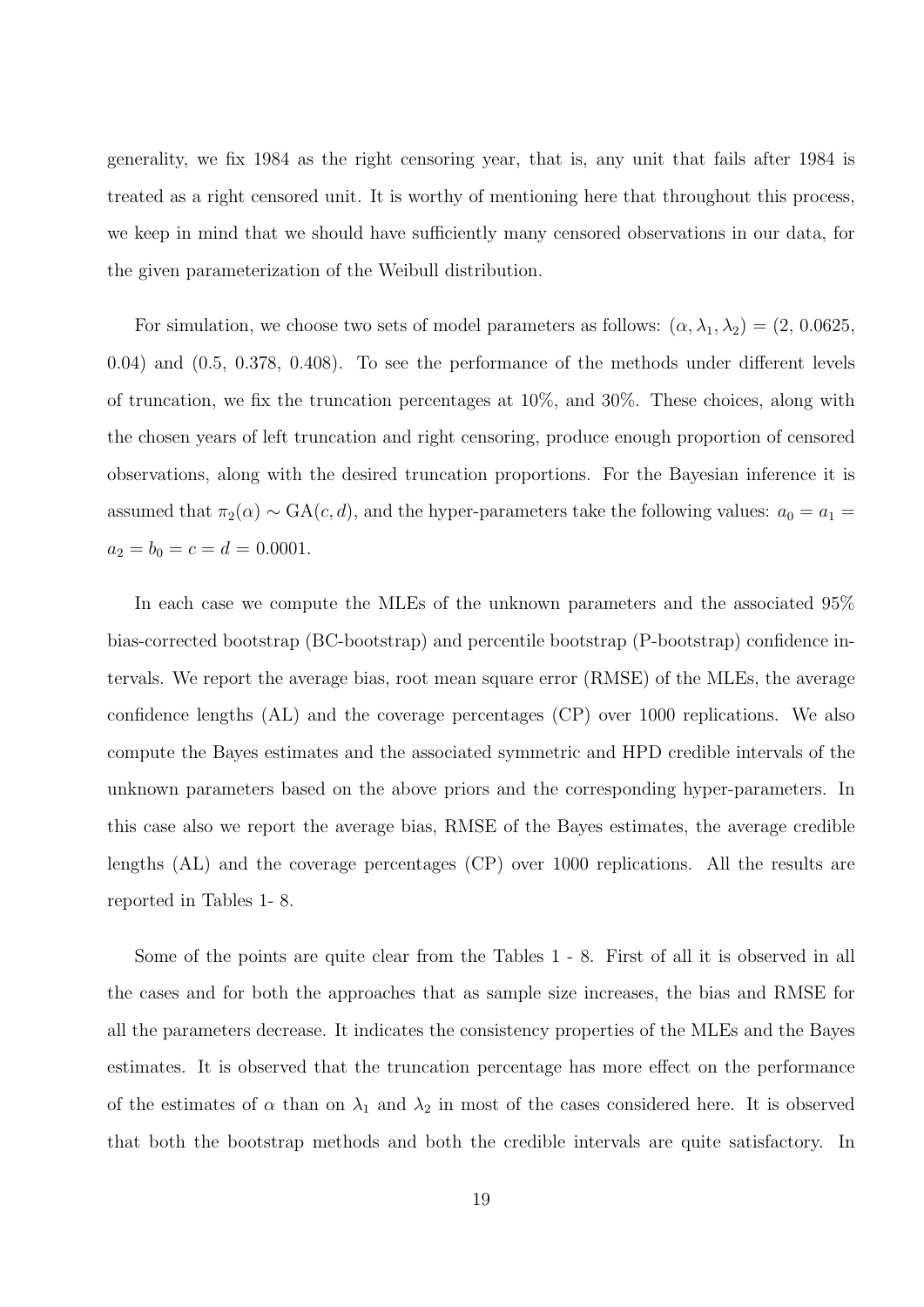generality, we fix 1984 as the right censoring year, that is, any unit that fails after 1984 is treated as a right censored unit. It is worthy of mentioning here that throughout this process, we keep in mind that we should have sufficiently many censored observations in our data, for the given parameterization of the Weibull distribution.

For simulation, we choose two sets of model parameters as follows: $(\alpha, \lambda_1, \lambda_2) = (2, 0.0625, 0.04)$ and $(0.5, 0.378, 0.408)$. To see the performance of the methods under different levels of truncation, we fix the truncation percentages at 10%, and 30%. These choices, along with the chosen years of left truncation and right censoring, produce enough proportion of censored observations, along with the desired truncation proportions. For the Bayesian inference it is assumed that $\pi_2(\alpha) \sim \text{GA}(c, d)$, and the hyper-parameters take the following values: $a_0 = a_1 = a_2 = b_0 = c = d = 0.0001$.

In each case we compute the MLEs of the unknown parameters and the associated 95% bias-corrected bootstrap (BC-bootstrap) and percentile bootstrap (P-bootstrap) confidence intervals. We report the average bias, root mean square error (RMSE) of the MLEs, the average confidence lengths (AL) and the coverage percentages (CP) over 1000 replications. We also compute the Bayes estimates and the associated symmetric and HPD credible intervals of the unknown parameters based on the above priors and the corresponding hyper-parameters. In this case also we report the average bias, RMSE of the Bayes estimates, the average credible lengths (AL) and the coverage percentages (CP) over 1000 replications. All the results are reported in Tables 1- 8.

Some of the points are quite clear from the Tables 1 - 8. First of all it is observed in all the cases and for both the approaches that as sample size increases, the bias and RMSE for all the parameters decrease. It indicates the consistency properties of the MLEs and the Bayes estimates. It is observed that the truncation percentage has more effect on the performance of the estimates of $\alpha$ than on $\lambda_1$ and $\lambda_2$ in most of the cases considered here. It is observed that both the bootstrap methods and both the credible intervals are quite satisfactory. In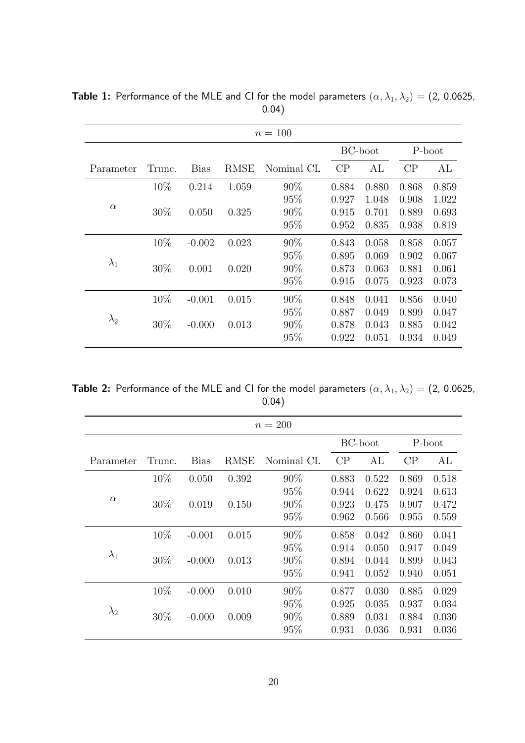**Table 1:** Performance of the MLE and CI for the model parameters $(\alpha, \lambda_1, \lambda_2) = (2, 0.0625, 0.04)$

| $n = 100$ | | | | | | | | |
|---|---|---|---|---|---|---|---|---|
| | | | | | BC-boot | | P-boot | |
| Parameter | Trunc. | Bias | RMSE | Nominal CL | CP | AL | CP | AL |
| $\alpha$ | 10% | 0.214 | 1.059 | 90% | 0.884 | 0.880 | 0.868 | 0.859 |
| | | | | 95% | 0.927 | 1.048 | 0.908 | 1.022 |
| | 30% | 0.050 | 0.325 | 90% | 0.915 | 0.701 | 0.889 | 0.693 |
| | | | | 95% | 0.952 | 0.835 | 0.938 | 0.819 |
| $\lambda_1$ | 10% | -0.002 | 0.023 | 90% | 0.843 | 0.058 | 0.858 | 0.057 |
| | | | | 95% | 0.895 | 0.069 | 0.902 | 0.067 |
| | 30% | 0.001 | 0.020 | 90% | 0.873 | 0.063 | 0.881 | 0.061 |
| | | | | 95% | 0.915 | 0.075 | 0.923 | 0.073 |
| $\lambda_2$ | 10% | -0.001 | 0.015 | 90% | 0.848 | 0.041 | 0.856 | 0.040 |
| | | | | 95% | 0.887 | 0.049 | 0.899 | 0.047 |
| | 30% | -0.000 | 0.013 | 90% | 0.878 | 0.043 | 0.885 | 0.042 |
| | | | | 95% | 0.922 | 0.051 | 0.934 | 0.049 |

**Table 2:** Performance of the MLE and CI for the model parameters $(\alpha, \lambda_1, \lambda_2) = (2, 0.0625, 0.04)$

| $n = 200$ | | | | | | | | |
|---|---|---|---|---|---|---|---|---|
| | | | | | BC-boot | | P-boot | |
| Parameter | Trunc. | Bias | RMSE | Nominal CL | CP | AL | CP | AL |
| $\alpha$ | 10% | 0.050 | 0.392 | 90% | 0.883 | 0.522 | 0.869 | 0.518 |
| | | | | 95% | 0.944 | 0.622 | 0.924 | 0.613 |
| | 30% | 0.019 | 0.150 | 90% | 0.923 | 0.475 | 0.907 | 0.472 |
| | | | | 95% | 0.962 | 0.566 | 0.955 | 0.559 |
| $\lambda_1$ | 10% | -0.001 | 0.015 | 90% | 0.858 | 0.042 | 0.860 | 0.041 |
| | | | | 95% | 0.914 | 0.050 | 0.917 | 0.049 |
| | 30% | -0.000 | 0.013 | 90% | 0.894 | 0.044 | 0.899 | 0.043 |
| | | | | 95% | 0.941 | 0.052 | 0.940 | 0.051 |
| $\lambda_2$ | 10% | -0.000 | 0.010 | 90% | 0.877 | 0.030 | 0.885 | 0.029 |
| | | | | 95% | 0.925 | 0.035 | 0.937 | 0.034 |
| | 30% | -0.000 | 0.009 | 90% | 0.889 | 0.031 | 0.884 | 0.030 |
| | | | | 95% | 0.931 | 0.036 | 0.931 | 0.036 |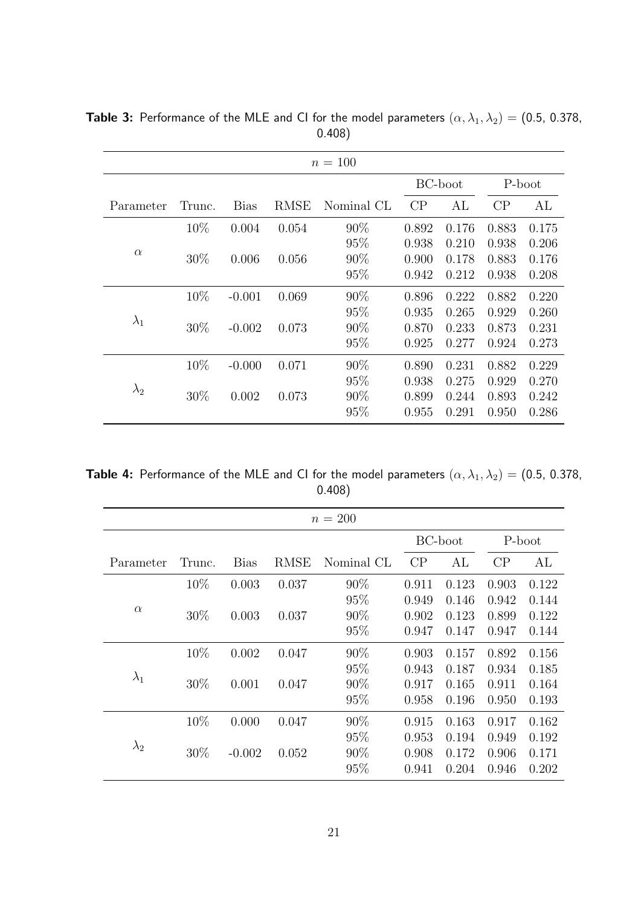**Table 3:** Performance of the MLE and CI for the model parameters $(\alpha, \lambda_1, \lambda_2) = (0.5, 0.378, 0.408)$

| $n = 100$ | | | | | | | | |
|---|---|---|---|---|---|---|---|---|
| | | | | | BC-boot | | P-boot | |
| Parameter | Trunc. | Bias | RMSE | Nominal CL | CP | AL | CP | AL |
| $\alpha$ | 10% | 0.004 | 0.054 | 90% | 0.892 | 0.176 | 0.883 | 0.175 |
| | | | | 95% | 0.938 | 0.210 | 0.938 | 0.206 |
| | 30% | 0.006 | 0.056 | 90% | 0.900 | 0.178 | 0.883 | 0.176 |
| | | | | 95% | 0.942 | 0.212 | 0.938 | 0.208 |
| $\lambda_1$ | 10% | -0.001 | 0.069 | 90% | 0.896 | 0.222 | 0.882 | 0.220 |
| | | | | 95% | 0.935 | 0.265 | 0.929 | 0.260 |
| | 30% | -0.002 | 0.073 | 90% | 0.870 | 0.233 | 0.873 | 0.231 |
| | | | | 95% | 0.925 | 0.277 | 0.924 | 0.273 |
| $\lambda_2$ | 10% | -0.000 | 0.071 | 90% | 0.890 | 0.231 | 0.882 | 0.229 |
| | | | | 95% | 0.938 | 0.275 | 0.929 | 0.270 |
| | 30% | 0.002 | 0.073 | 90% | 0.899 | 0.244 | 0.893 | 0.242 |
| | | | | 95% | 0.955 | 0.291 | 0.950 | 0.286 |

**Table 4:** Performance of the MLE and CI for the model parameters $(\alpha, \lambda_1, \lambda_2) = (0.5, 0.378, 0.408)$

| $n = 200$ | | | | | | | | |
|---|---|---|---|---|---|---|---|---|
| | | | | | BC-boot | | P-boot | |
| Parameter | Trunc. | Bias | RMSE | Nominal CL | CP | AL | CP | AL |
| $\alpha$ | 10% | 0.003 | 0.037 | 90% | 0.911 | 0.123 | 0.903 | 0.122 |
| | | | | 95% | 0.949 | 0.146 | 0.942 | 0.144 |
| | 30% | 0.003 | 0.037 | 90% | 0.902 | 0.123 | 0.899 | 0.122 |
| | | | | 95% | 0.947 | 0.147 | 0.947 | 0.144 |
| $\lambda_1$ | 10% | 0.002 | 0.047 | 90% | 0.903 | 0.157 | 0.892 | 0.156 |
| | | | | 95% | 0.943 | 0.187 | 0.934 | 0.185 |
| | 30% | 0.001 | 0.047 | 90% | 0.917 | 0.165 | 0.911 | 0.164 |
| | | | | 95% | 0.958 | 0.196 | 0.950 | 0.193 |
| $\lambda_2$ | 10% | 0.000 | 0.047 | 90% | 0.915 | 0.163 | 0.917 | 0.162 |
| | | | | 95% | 0.953 | 0.194 | 0.949 | 0.192 |
| | 30% | -0.002 | 0.052 | 90% | 0.908 | 0.172 | 0.906 | 0.171 |
| | | | | 95% | 0.941 | 0.204 | 0.946 | 0.202 |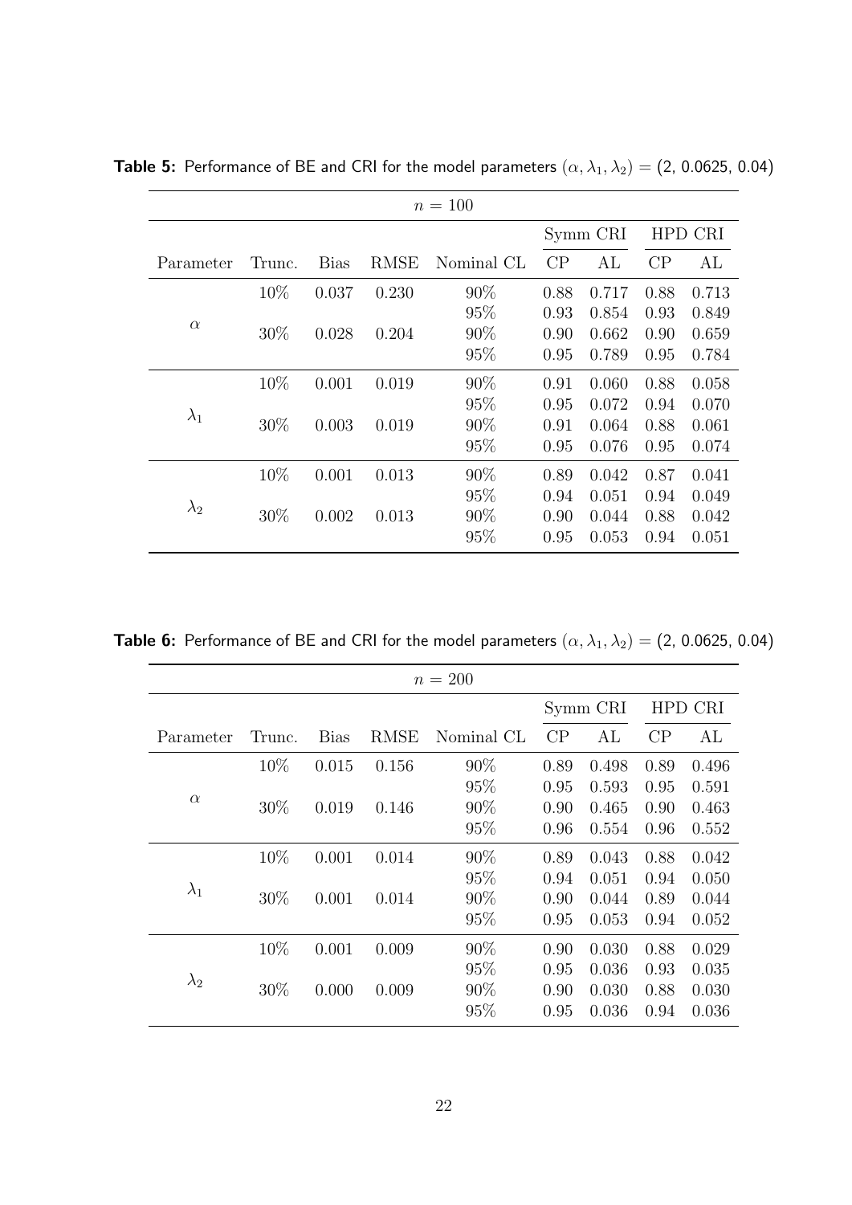**Table 5:** Performance of BE and CRI for the model parameters $(\alpha, \lambda_1, \lambda_2) = (2,\ 0.0625,\ 0.04)$

| $n = 100$ | | | | | | | | |
|---|---|---|---|---|---|---|---|---|
| | | | | | Symm CRI | | HPD CRI | |
| Parameter | Trunc. | Bias | RMSE | Nominal CL | CP | AL | CP | AL |
| $\alpha$ | 10% | 0.037 | 0.230 | 90% | 0.88 | 0.717 | 0.88 | 0.713 |
| | | | | 95% | 0.93 | 0.854 | 0.93 | 0.849 |
| | 30% | 0.028 | 0.204 | 90% | 0.90 | 0.662 | 0.90 | 0.659 |
| | | | | 95% | 0.95 | 0.789 | 0.95 | 0.784 |
| $\lambda_1$ | 10% | 0.001 | 0.019 | 90% | 0.91 | 0.060 | 0.88 | 0.058 |
| | | | | 95% | 0.95 | 0.072 | 0.94 | 0.070 |
| | 30% | 0.003 | 0.019 | 90% | 0.91 | 0.064 | 0.88 | 0.061 |
| | | | | 95% | 0.95 | 0.076 | 0.95 | 0.074 |
| $\lambda_2$ | 10% | 0.001 | 0.013 | 90% | 0.89 | 0.042 | 0.87 | 0.041 |
| | | | | 95% | 0.94 | 0.051 | 0.94 | 0.049 |
| | 30% | 0.002 | 0.013 | 90% | 0.90 | 0.044 | 0.88 | 0.042 |
| | | | | 95% | 0.95 | 0.053 | 0.94 | 0.051 |

**Table 6:** Performance of BE and CRI for the model parameters $(\alpha, \lambda_1, \lambda_2) = (2,\ 0.0625,\ 0.04)$

| $n = 200$ | | | | | | | | |
|---|---|---|---|---|---|---|---|---|
| | | | | | Symm CRI | | HPD CRI | |
| Parameter | Trunc. | Bias | RMSE | Nominal CL | CP | AL | CP | AL |
| $\alpha$ | 10% | 0.015 | 0.156 | 90% | 0.89 | 0.498 | 0.89 | 0.496 |
| | | | | 95% | 0.95 | 0.593 | 0.95 | 0.591 |
| | 30% | 0.019 | 0.146 | 90% | 0.90 | 0.465 | 0.90 | 0.463 |
| | | | | 95% | 0.96 | 0.554 | 0.96 | 0.552 |
| $\lambda_1$ | 10% | 0.001 | 0.014 | 90% | 0.89 | 0.043 | 0.88 | 0.042 |
| | | | | 95% | 0.94 | 0.051 | 0.94 | 0.050 |
| | 30% | 0.001 | 0.014 | 90% | 0.90 | 0.044 | 0.89 | 0.044 |
| | | | | 95% | 0.95 | 0.053 | 0.94 | 0.052 |
| $\lambda_2$ | 10% | 0.001 | 0.009 | 90% | 0.90 | 0.030 | 0.88 | 0.029 |
| | | | | 95% | 0.95 | 0.036 | 0.93 | 0.035 |
| | 30% | 0.000 | 0.009 | 90% | 0.90 | 0.030 | 0.88 | 0.030 |
| | | | | 95% | 0.95 | 0.036 | 0.94 | 0.036 |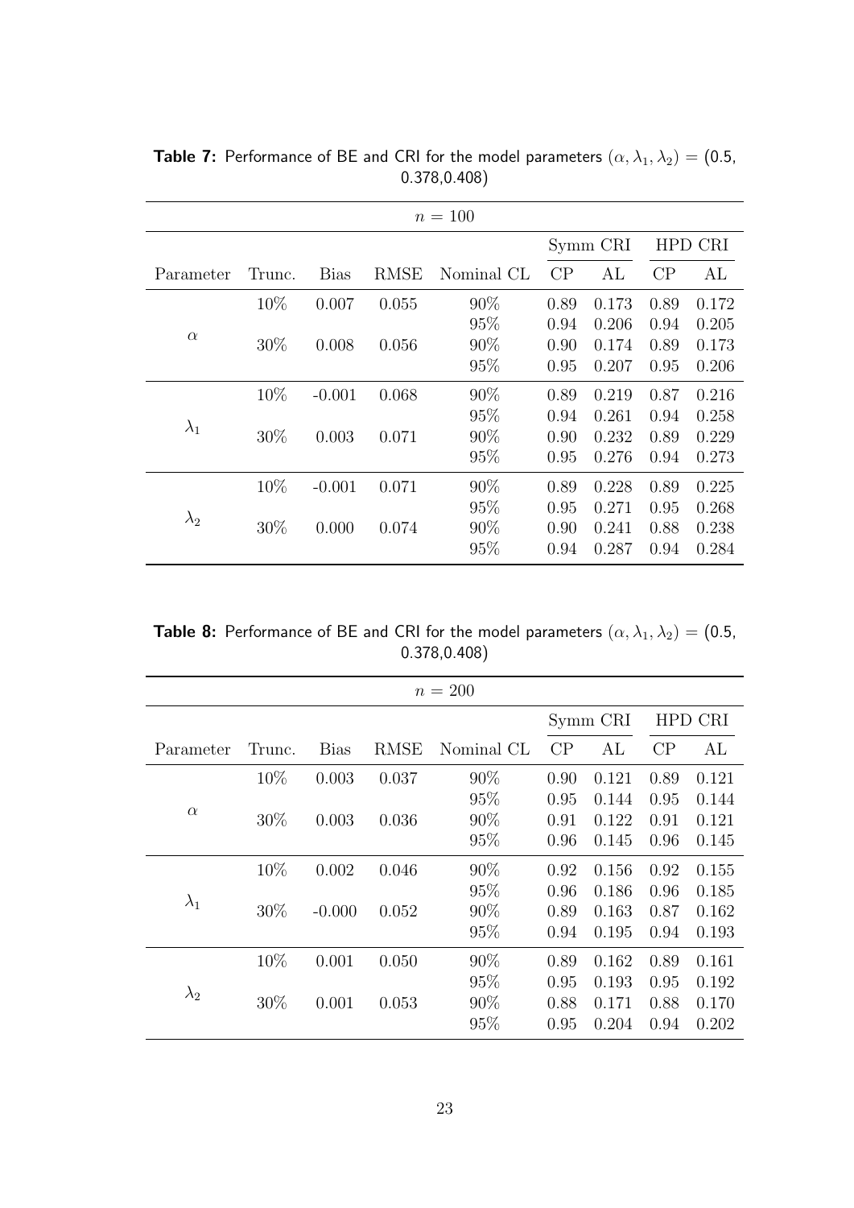**Table 7:** Performance of BE and CRI for the model parameters $(\alpha, \lambda_1, \lambda_2) = (0.5, 0.378, 0.408)$

| $n = 100$ | | | | | | | | |
|---|---|---|---|---|---|---|---|---|
| | | | | | Symm CRI | | HPD CRI | |
| Parameter | Trunc. | Bias | RMSE | Nominal CL | CP | AL | CP | AL |
| $\alpha$ | 10% | 0.007 | 0.055 | 90% | 0.89 | 0.173 | 0.89 | 0.172 |
| | | | | 95% | 0.94 | 0.206 | 0.94 | 0.205 |
| | 30% | 0.008 | 0.056 | 90% | 0.90 | 0.174 | 0.89 | 0.173 |
| | | | | 95% | 0.95 | 0.207 | 0.95 | 0.206 |
| $\lambda_1$ | 10% | -0.001 | 0.068 | 90% | 0.89 | 0.219 | 0.87 | 0.216 |
| | | | | 95% | 0.94 | 0.261 | 0.94 | 0.258 |
| | 30% | 0.003 | 0.071 | 90% | 0.90 | 0.232 | 0.89 | 0.229 |
| | | | | 95% | 0.95 | 0.276 | 0.94 | 0.273 |
| $\lambda_2$ | 10% | -0.001 | 0.071 | 90% | 0.89 | 0.228 | 0.89 | 0.225 |
| | | | | 95% | 0.95 | 0.271 | 0.95 | 0.268 |
| | 30% | 0.000 | 0.074 | 90% | 0.90 | 0.241 | 0.88 | 0.238 |
| | | | | 95% | 0.94 | 0.287 | 0.94 | 0.284 |

**Table 8:** Performance of BE and CRI for the model parameters $(\alpha, \lambda_1, \lambda_2) = (0.5, 0.378, 0.408)$

| $n = 200$ | | | | | | | | |
|---|---|---|---|---|---|---|---|---|
| | | | | | Symm CRI | | HPD CRI | |
| Parameter | Trunc. | Bias | RMSE | Nominal CL | CP | AL | CP | AL |
| $\alpha$ | 10% | 0.003 | 0.037 | 90% | 0.90 | 0.121 | 0.89 | 0.121 |
| | | | | 95% | 0.95 | 0.144 | 0.95 | 0.144 |
| | 30% | 0.003 | 0.036 | 90% | 0.91 | 0.122 | 0.91 | 0.121 |
| | | | | 95% | 0.96 | 0.145 | 0.96 | 0.145 |
| $\lambda_1$ | 10% | 0.002 | 0.046 | 90% | 0.92 | 0.156 | 0.92 | 0.155 |
| | | | | 95% | 0.96 | 0.186 | 0.96 | 0.185 |
| | 30% | -0.000 | 0.052 | 90% | 0.89 | 0.163 | 0.87 | 0.162 |
| | | | | 95% | 0.94 | 0.195 | 0.94 | 0.193 |
| $\lambda_2$ | 10% | 0.001 | 0.050 | 90% | 0.89 | 0.162 | 0.89 | 0.161 |
| | | | | 95% | 0.95 | 0.193 | 0.95 | 0.192 |
| | 30% | 0.001 | 0.053 | 90% | 0.88 | 0.171 | 0.88 | 0.170 |
| | | | | 95% | 0.95 | 0.204 | 0.94 | 0.202 |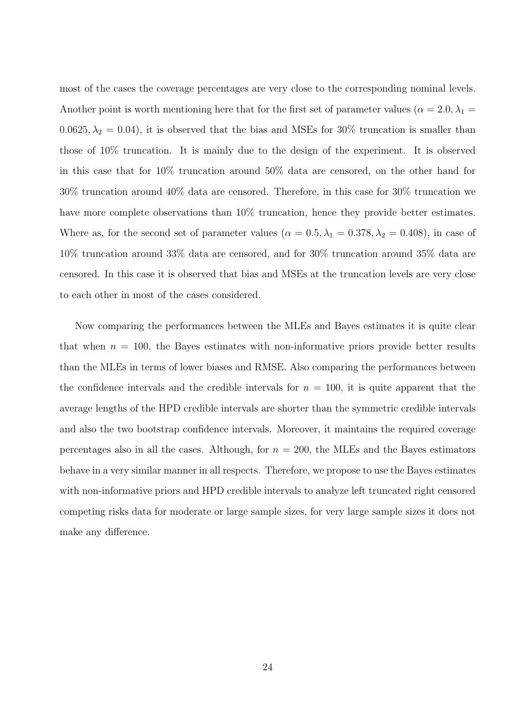most of the cases the coverage percentages are very close to the corresponding nominal levels. Another point is worth mentioning here that for the first set of parameter values ($\alpha = 2.0, \lambda_1 = 0.0625, \lambda_2 = 0.04$), it is observed that the bias and MSEs for 30% truncation is smaller than those of 10% truncation. It is mainly due to the design of the experiment. It is observed in this case that for 10% truncation around 50% data are censored, on the other hand for 30% truncation around 40% data are censored. Therefore, in this case for 30% truncation we have more complete observations than 10% truncation, hence they provide better estimates. Where as, for the second set of parameter values ($\alpha = 0.5, \lambda_1 = 0.378, \lambda_2 = 0.408$), in case of 10% truncation around 33% data are censored, and for 30% truncation around 35% data are censored. In this case it is observed that bias and MSEs at the truncation levels are very close to each other in most of the cases considered.

Now comparing the performances between the MLEs and Bayes estimates it is quite clear that when $n = 100$, the Bayes estimates with non-informative priors provide better results than the MLEs in terms of lower biases and RMSE. Also comparing the performances between the confidence intervals and the credible intervals for $n = 100$, it is quite apparent that the average lengths of the HPD credible intervals are shorter than the symmetric credible intervals and also the two bootstrap confidence intervals. Moreover, it maintains the required coverage percentages also in all the cases. Although, for $n = 200$, the MLEs and the Bayes estimators behave in a very similar manner in all respects. Therefore, we propose to use the Bayes estimates with non-informative priors and HPD credible intervals to analyze left truncated right censored competing risks data for moderate or large sample sizes, for very large sample sizes it does not make any difference.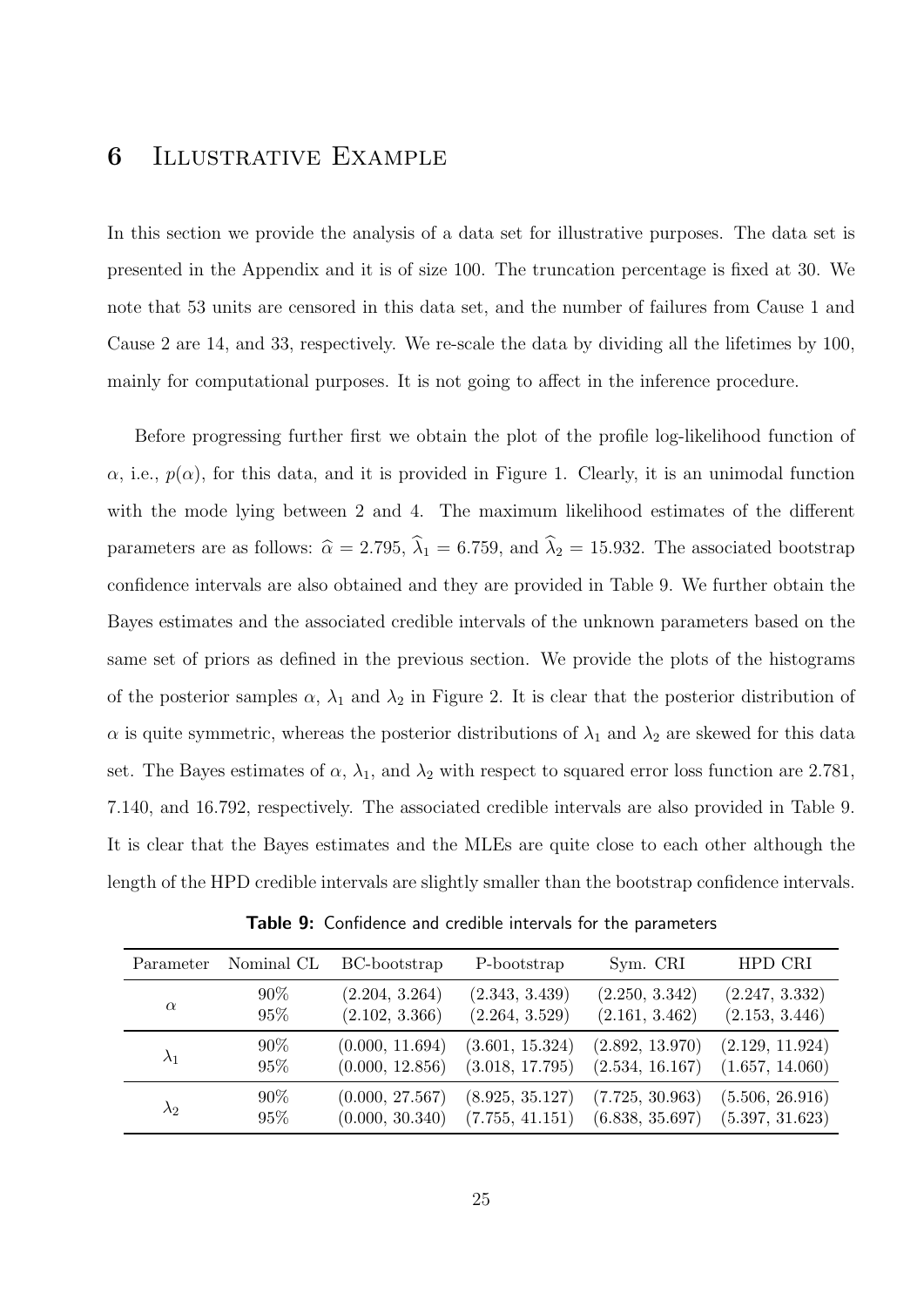# 6 Illustrative Example

In this section we provide the analysis of a data set for illustrative purposes. The data set is presented in the Appendix and it is of size 100. The truncation percentage is fixed at 30. We note that 53 units are censored in this data set, and the number of failures from Cause 1 and Cause 2 are 14, and 33, respectively. We re-scale the data by dividing all the lifetimes by 100, mainly for computational purposes. It is not going to affect in the inference procedure.

Before progressing further first we obtain the plot of the profile log-likelihood function of $\alpha$, i.e., $p(\alpha)$, for this data, and it is provided in Figure 1. Clearly, it is an unimodal function with the mode lying between 2 and 4. The maximum likelihood estimates of the different parameters are as follows: $\widehat{\alpha} = 2.795$, $\widehat{\lambda}_1 = 6.759$, and $\widehat{\lambda}_2 = 15.932$. The associated bootstrap confidence intervals are also obtained and they are provided in Table 9. We further obtain the Bayes estimates and the associated credible intervals of the unknown parameters based on the same set of priors as defined in the previous section. We provide the plots of the histograms of the posterior samples $\alpha$, $\lambda_1$ and $\lambda_2$ in Figure 2. It is clear that the posterior distribution of $\alpha$ is quite symmetric, whereas the posterior distributions of $\lambda_1$ and $\lambda_2$ are skewed for this data set. The Bayes estimates of $\alpha$, $\lambda_1$, and $\lambda_2$ with respect to squared error loss function are 2.781, 7.140, and 16.792, respectively. The associated credible intervals are also provided in Table 9. It is clear that the Bayes estimates and the MLEs are quite close to each other although the length of the HPD credible intervals are slightly smaller than the bootstrap confidence intervals.

**Table 9:** Confidence and credible intervals for the parameters

| Parameter | Nominal CL | BC-bootstrap | P-bootstrap | Sym. CRI | HPD CRI |
|---|---|---|---|---|---|
| $\alpha$ | 90% | (2.204, 3.264) | (2.343, 3.439) | (2.250, 3.342) | (2.247, 3.332) |
| | 95% | (2.102, 3.366) | (2.264, 3.529) | (2.161, 3.462) | (2.153, 3.446) |
| $\lambda_1$ | 90% | (0.000, 11.694) | (3.601, 15.324) | (2.892, 13.970) | (2.129, 11.924) |
| | 95% | (0.000, 12.856) | (3.018, 17.795) | (2.534, 16.167) | (1.657, 14.060) |
| $\lambda_2$ | 90% | (0.000, 27.567) | (8.925, 35.127) | (7.725, 30.963) | (5.506, 26.916) |
| | 95% | (0.000, 30.340) | (7.755, 41.151) | (6.838, 35.697) | (5.397, 31.623) |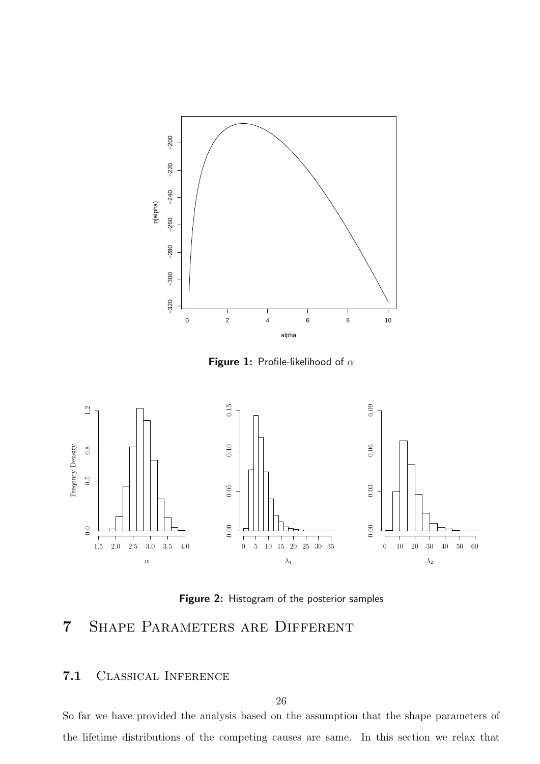**Figure 1:** Profile-likelihood of $\alpha$

**Figure 2:** Histogram of the posterior samples

# 7 Shape Parameters are Different

## 7.1 Classical Inference

So far we have provided the analysis based on the assumption that the shape parameters of the lifetime distributions of the competing causes are same. In this section we relax that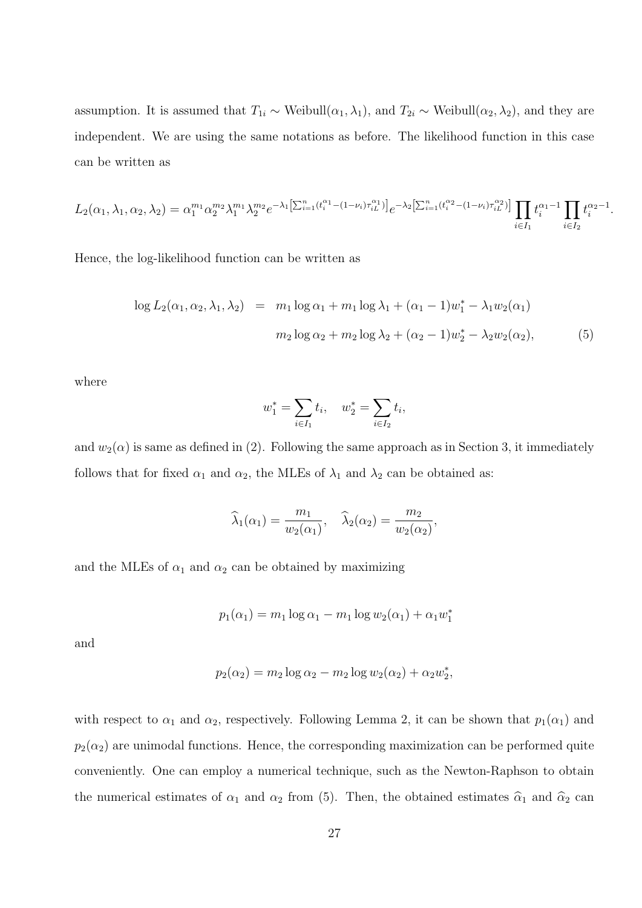assumption. It is assumed that $T_{1i} \sim \text{Weibull}(\alpha_1, \lambda_1)$, and $T_{2i} \sim \text{Weibull}(\alpha_2, \lambda_2)$, and they are independent. We are using the same notations as before. The likelihood function in this case can be written as

$$L_2(\alpha_1, \lambda_1, \alpha_2, \lambda_2) = \alpha_1^{m_1} \alpha_2^{m_2} \lambda_1^{m_1} \lambda_2^{m_2} e^{-\lambda_1 \left[\sum_{i=1}^n (t_i^{\alpha_1} - (1-\nu_i)\tau_{iL}^{\alpha_1})\right]} e^{-\lambda_2 \left[\sum_{i=1}^n (t_i^{\alpha_2} - (1-\nu_i)\tau_{iL}^{\alpha_2})\right]} \prod_{i \in I_1} t_i^{\alpha_1 - 1} \prod_{i \in I_2} t_i^{\alpha_2 - 1}.$$

Hence, the log-likelihood function can be written as

$$\begin{aligned} \log L_2(\alpha_1, \alpha_2, \lambda_1, \lambda_2) &= m_1 \log \alpha_1 + m_1 \log \lambda_1 + (\alpha_1 - 1) w_1^* - \lambda_1 w_2(\alpha_1) \\ & \quad m_2 \log \alpha_2 + m_2 \log \lambda_2 + (\alpha_2 - 1) w_2^* - \lambda_2 w_2(\alpha_2), \end{aligned} \tag{5}$$

where

$$w_1^* = \sum_{i \in I_1} t_i, \quad w_2^* = \sum_{i \in I_2} t_i,$$

and $w_2(\alpha)$ is same as defined in (2). Following the same approach as in Section 3, it immediately follows that for fixed $\alpha_1$ and $\alpha_2$, the MLEs of $\lambda_1$ and $\lambda_2$ can be obtained as:

$$\widehat{\lambda}_1(\alpha_1) = \frac{m_1}{w_2(\alpha_1)}, \quad \widehat{\lambda}_2(\alpha_2) = \frac{m_2}{w_2(\alpha_2)},$$

and the MLEs of $\alpha_1$ and $\alpha_2$ can be obtained by maximizing

$$p_1(\alpha_1) = m_1 \log \alpha_1 - m_1 \log w_2(\alpha_1) + \alpha_1 w_1^*$$

and

$$p_2(\alpha_2) = m_2 \log \alpha_2 - m_2 \log w_2(\alpha_2) + \alpha_2 w_2^*,$$

with respect to $\alpha_1$ and $\alpha_2$, respectively. Following Lemma 2, it can be shown that $p_1(\alpha_1)$ and $p_2(\alpha_2)$ are unimodal functions. Hence, the corresponding maximization can be performed quite conveniently. One can employ a numerical technique, such as the Newton-Raphson to obtain the numerical estimates of $\alpha_1$ and $\alpha_2$ from (5). Then, the obtained estimates $\widehat{\alpha}_1$ and $\widehat{\alpha}_2$ can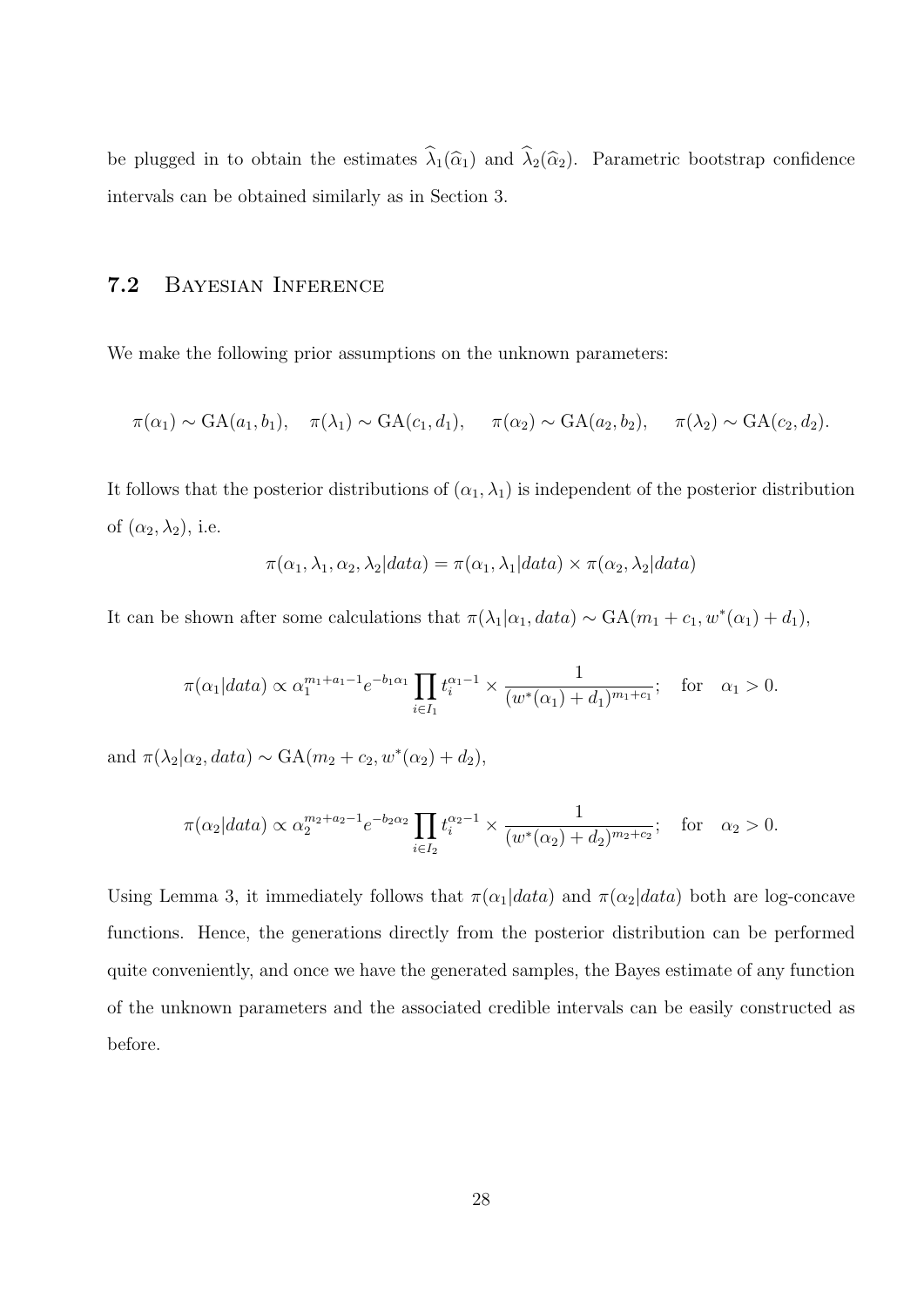be plugged in to obtain the estimates $\widehat{\lambda}_1(\widehat{\alpha}_1)$ and $\widehat{\lambda}_2(\widehat{\alpha}_2)$. Parametric bootstrap confidence intervals can be obtained similarly as in Section 3.

## 7.2 Bayesian Inference

We make the following prior assumptions on the unknown parameters:

$$\pi(\alpha_1) \sim \text{GA}(a_1, b_1), \quad \pi(\lambda_1) \sim \text{GA}(c_1, d_1), \quad \pi(\alpha_2) \sim \text{GA}(a_2, b_2), \quad \pi(\lambda_2) \sim \text{GA}(c_2, d_2).$$

It follows that the posterior distributions of $(\alpha_1, \lambda_1)$ is independent of the posterior distribution of $(\alpha_2, \lambda_2)$, i.e.

$$\pi(\alpha_1, \lambda_1, \alpha_2, \lambda_2 | data) = \pi(\alpha_1, \lambda_1 | data) \times \pi(\alpha_2, \lambda_2 | data)$$

It can be shown after some calculations that $\pi(\lambda_1 | \alpha_1, data) \sim \text{GA}(m_1 + c_1, w^*(\alpha_1) + d_1)$,

$$\pi(\alpha_1 | data) \propto \alpha_1^{m_1 + a_1 - 1} e^{-b_1 \alpha_1} \prod_{i \in I_1} t_i^{\alpha_1 - 1} \times \frac{1}{(w^*(\alpha_1) + d_1)^{m_1 + c_1}}; \quad \text{for} \quad \alpha_1 > 0.$$

and $\pi(\lambda_2 | \alpha_2, data) \sim \text{GA}(m_2 + c_2, w^*(\alpha_2) + d_2)$,

$$\pi(\alpha_2 | data) \propto \alpha_2^{m_2 + a_2 - 1} e^{-b_2 \alpha_2} \prod_{i \in I_2} t_i^{\alpha_2 - 1} \times \frac{1}{(w^*(\alpha_2) + d_2)^{m_2 + c_2}}; \quad \text{for} \quad \alpha_2 > 0.$$

Using Lemma 3, it immediately follows that $\pi(\alpha_1 | data)$ and $\pi(\alpha_2 | data)$ both are log-concave functions. Hence, the generations directly from the posterior distribution can be performed quite conveniently, and once we have the generated samples, the Bayes estimate of any function of the unknown parameters and the associated credible intervals can be easily constructed as before.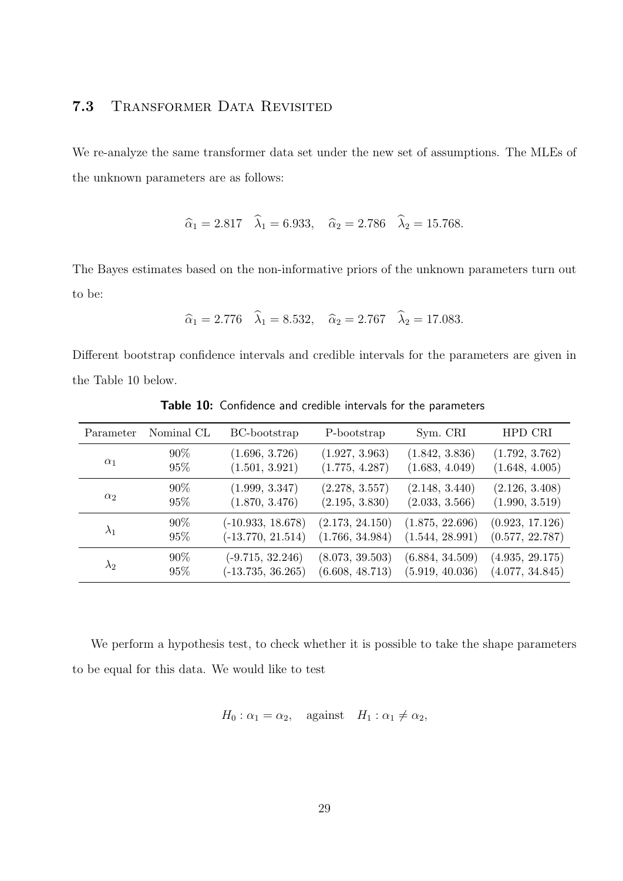### 7.3 Transformer Data Revisited

We re-analyze the same transformer data set under the new set of assumptions. The MLEs of the unknown parameters are as follows:

$$\widehat{\alpha}_1 = 2.817 \quad \widehat{\lambda}_1 = 6.933, \quad \widehat{\alpha}_2 = 2.786 \quad \widehat{\lambda}_2 = 15.768.$$

The Bayes estimates based on the non-informative priors of the unknown parameters turn out to be:

$$\widehat{\alpha}_1 = 2.776 \quad \widehat{\lambda}_1 = 8.532, \quad \widehat{\alpha}_2 = 2.767 \quad \widehat{\lambda}_2 = 17.083.$$

Different bootstrap confidence intervals and credible intervals for the parameters are given in the Table 10 below.

**Table 10:** Confidence and credible intervals for the parameters

| Parameter | Nominal CL | BC-bootstrap | P-bootstrap | Sym. CRI | HPD CRI |
|---|---|---|---|---|---|
| $\alpha_1$ | 90% | (1.696, 3.726) | (1.927, 3.963) | (1.842, 3.836) | (1.792, 3.762) |
| | 95% | (1.501, 3.921) | (1.775, 4.287) | (1.683, 4.049) | (1.648, 4.005) |
| $\alpha_2$ | 90% | (1.999, 3.347) | (2.278, 3.557) | (2.148, 3.440) | (2.126, 3.408) |
| | 95% | (1.870, 3.476) | (2.195, 3.830) | (2.033, 3.566) | (1.990, 3.519) |
| $\lambda_1$ | 90% | (-10.933, 18.678) | (2.173, 24.150) | (1.875, 22.696) | (0.923, 17.126) |
| | 95% | (-13.770, 21.514) | (1.766, 34.984) | (1.544, 28.991) | (0.577, 22.787) |
| $\lambda_2$ | 90% | (-9.715, 32.246) | (8.073, 39.503) | (6.884, 34.509) | (4.935, 29.175) |
| | 95% | (-13.735, 36.265) | (6.608, 48.713) | (5.919, 40.036) | (4.077, 34.845) |

We perform a hypothesis test, to check whether it is possible to take the shape parameters to be equal for this data. We would like to test

$$H_0 : \alpha_1 = \alpha_2, \quad \text{against} \quad H_1 : \alpha_1 \neq \alpha_2,$$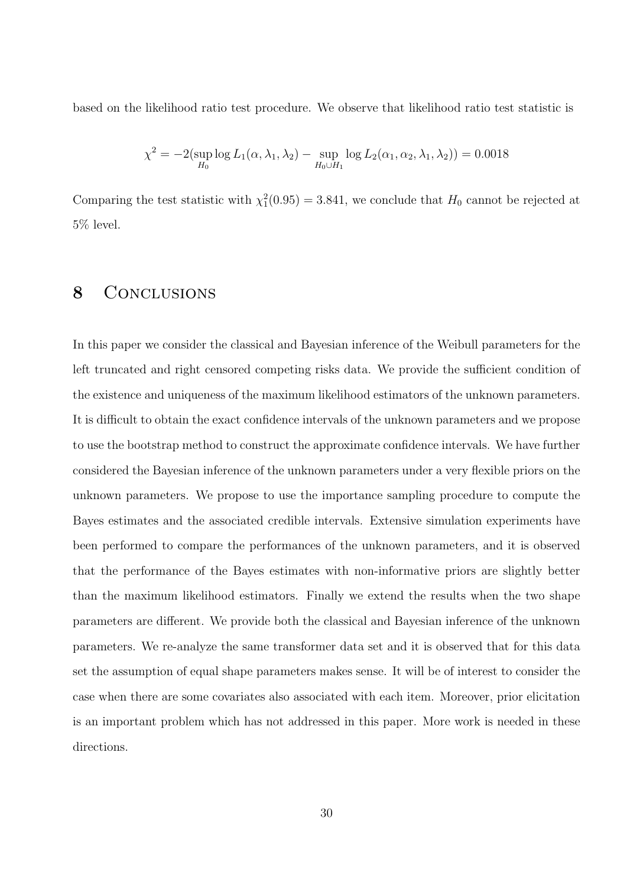based on the likelihood ratio test procedure. We observe that likelihood ratio test statistic is

$$\chi^2 = -2(\sup_{H_0} \log L_1(\alpha, \lambda_1, \lambda_2) - \sup_{H_0 \cup H_1} \log L_2(\alpha_1, \alpha_2, \lambda_1, \lambda_2)) = 0.0018$$

Comparing the test statistic with $\chi_1^2(0.95) = 3.841$, we conclude that $H_0$ cannot be rejected at 5% level.

# 8 Conclusions

In this paper we consider the classical and Bayesian inference of the Weibull parameters for the left truncated and right censored competing risks data. We provide the sufficient condition of the existence and uniqueness of the maximum likelihood estimators of the unknown parameters. It is difficult to obtain the exact confidence intervals of the unknown parameters and we propose to use the bootstrap method to construct the approximate confidence intervals. We have further considered the Bayesian inference of the unknown parameters under a very flexible priors on the unknown parameters. We propose to use the importance sampling procedure to compute the Bayes estimates and the associated credible intervals. Extensive simulation experiments have been performed to compare the performances of the unknown parameters, and it is observed that the performance of the Bayes estimates with non-informative priors are slightly better than the maximum likelihood estimators. Finally we extend the results when the two shape parameters are different. We provide both the classical and Bayesian inference of the unknown parameters. We re-analyze the same transformer data set and it is observed that for this data set the assumption of equal shape parameters makes sense. It will be of interest to consider the case when there are some covariates also associated with each item. Moreover, prior elicitation is an important problem which has not addressed in this paper. More work is needed in these directions.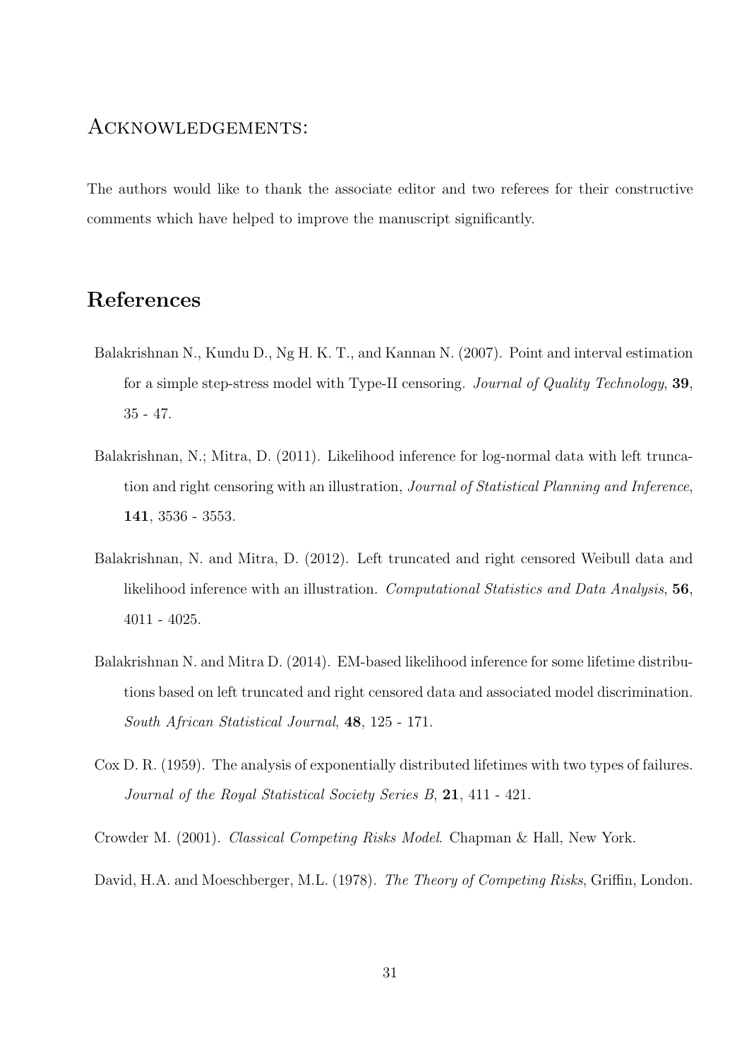## Acknowledgements:

The authors would like to thank the associate editor and two referees for their constructive comments which have helped to improve the manuscript significantly.

## References

Balakrishnan N., Kundu D., Ng H. K. T., and Kannan N. (2007). Point and interval estimation for a simple step-stress model with Type-II censoring. *Journal of Quality Technology*, **39**, 35 - 47.

Balakrishnan, N.; Mitra, D. (2011). Likelihood inference for log-normal data with left truncation and right censoring with an illustration, *Journal of Statistical Planning and Inference*, **141**, 3536 - 3553.

Balakrishnan, N. and Mitra, D. (2012). Left truncated and right censored Weibull data and likelihood inference with an illustration. *Computational Statistics and Data Analysis*, **56**, 4011 - 4025.

Balakrishnan N. and Mitra D. (2014). EM-based likelihood inference for some lifetime distributions based on left truncated and right censored data and associated model discrimination. *South African Statistical Journal*, **48**, 125 - 171.

Cox D. R. (1959). The analysis of exponentially distributed lifetimes with two types of failures. *Journal of the Royal Statistical Society Series B*, **21**, 411 - 421.

Crowder M. (2001). *Classical Competing Risks Model*. Chapman & Hall, New York.

David, H.A. and Moeschberger, M.L. (1978). *The Theory of Competing Risks*, Griffin, London.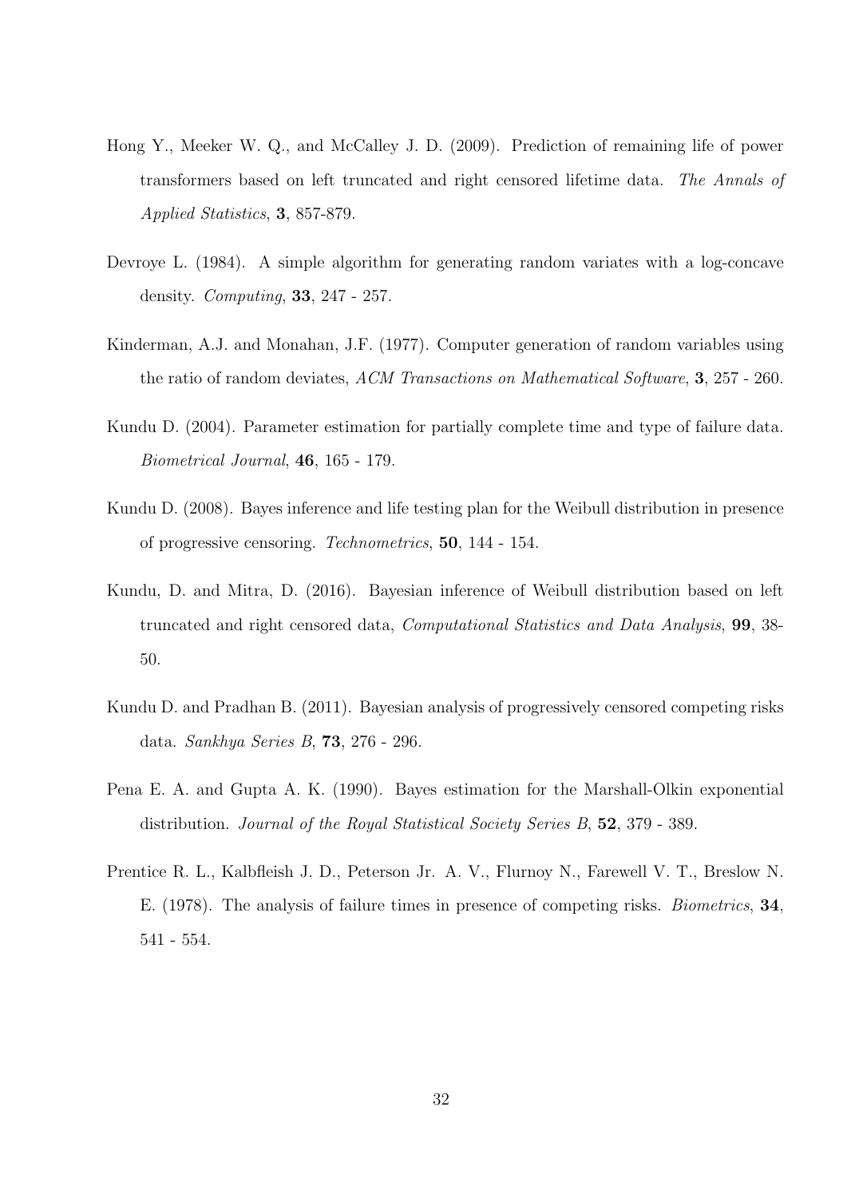Hong Y., Meeker W. Q., and McCalley J. D. (2009). Prediction of remaining life of power transformers based on left truncated and right censored lifetime data. *The Annals of Applied Statistics*, **3**, 857-879.

Devroye L. (1984). A simple algorithm for generating random variates with a log-concave density. *Computing*, **33**, 247 - 257.

Kinderman, A.J. and Monahan, J.F. (1977). Computer generation of random variables using the ratio of random deviates, *ACM Transactions on Mathematical Software*, **3**, 257 - 260.

Kundu D. (2004). Parameter estimation for partially complete time and type of failure data. *Biometrical Journal*, **46**, 165 - 179.

Kundu D. (2008). Bayes inference and life testing plan for the Weibull distribution in presence of progressive censoring. *Technometrics*, **50**, 144 - 154.

Kundu, D. and Mitra, D. (2016). Bayesian inference of Weibull distribution based on left truncated and right censored data, *Computational Statistics and Data Analysis*, **99**, 38-50.

Kundu D. and Pradhan B. (2011). Bayesian analysis of progressively censored competing risks data. *Sankhya Series B*, **73**, 276 - 296.

Pena E. A. and Gupta A. K. (1990). Bayes estimation for the Marshall-Olkin exponential distribution. *Journal of the Royal Statistical Society Series B*, **52**, 379 - 389.

Prentice R. L., Kalbfleish J. D., Peterson Jr. A. V., Flurnoy N., Farewell V. T., Breslow N. E. (1978). The analysis of failure times in presence of competing risks. *Biometrics*, **34**, 541 - 554.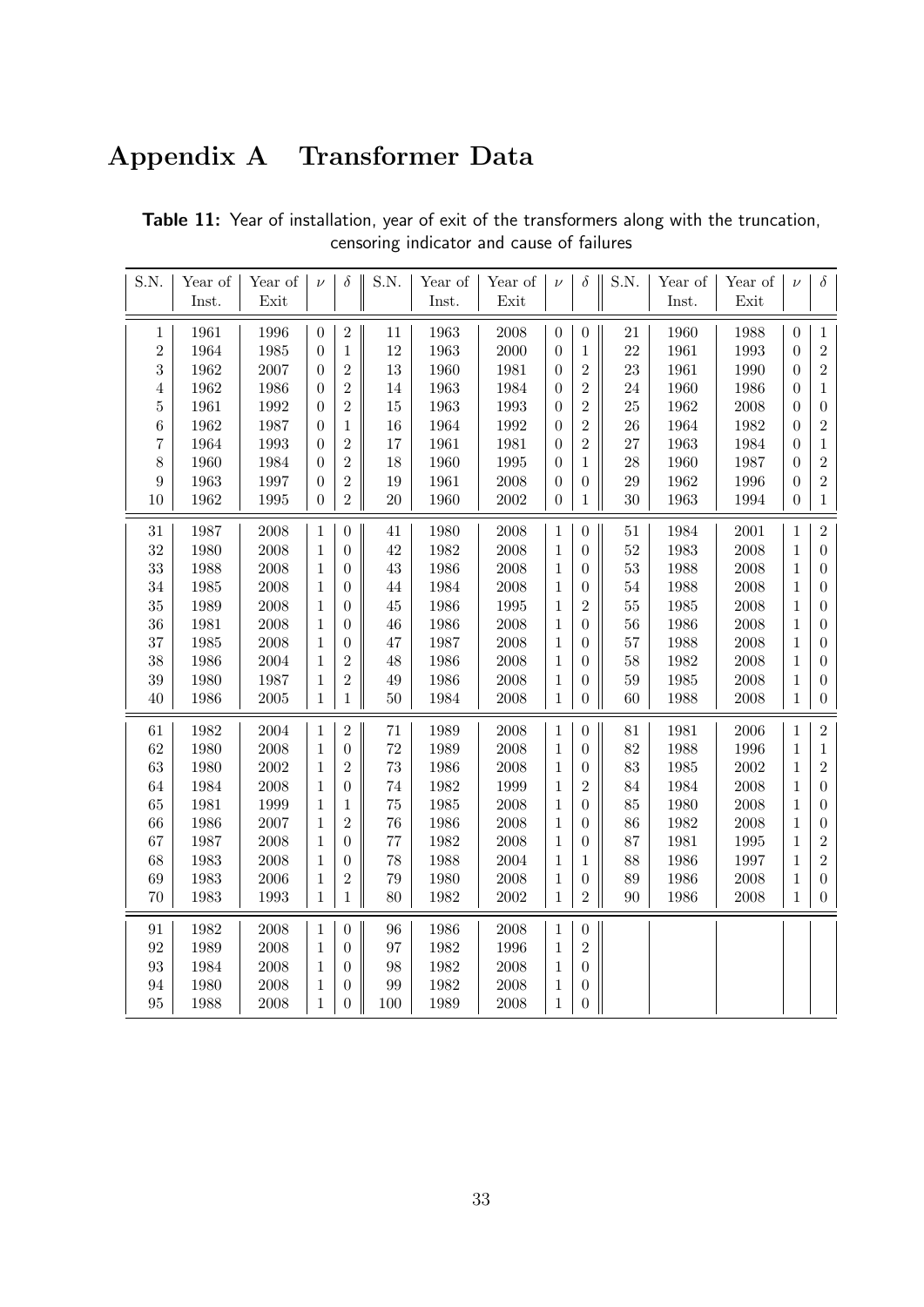# Appendix A Transformer Data

**Table 11:** Year of installation, year of exit of the transformers along with the truncation, censoring indicator and cause of failures

| S.N. | Year of Inst. | Year of Exit | $\nu$ | $\delta$ | S.N. | Year of Inst. | Year of Exit | $\nu$ | $\delta$ | S.N. | Year of Inst. | Year of Exit | $\nu$ | $\delta$ |
|---|---|---|---|---|---|---|---|---|---|---|---|---|---|---|
| 1 | 1961 | 1996 | 0 | 2 | 11 | 1963 | 2008 | 0 | 0 | 21 | 1960 | 1988 | 0 | 1 |
| 2 | 1964 | 1985 | 0 | 1 | 12 | 1963 | 2000 | 0 | 1 | 22 | 1961 | 1993 | 0 | 2 |
| 3 | 1962 | 2007 | 0 | 2 | 13 | 1960 | 1981 | 0 | 2 | 23 | 1961 | 1990 | 0 | 2 |
| 4 | 1962 | 1986 | 0 | 2 | 14 | 1963 | 1984 | 0 | 2 | 24 | 1960 | 1986 | 0 | 1 |
| 5 | 1961 | 1992 | 0 | 2 | 15 | 1963 | 1993 | 0 | 2 | 25 | 1962 | 2008 | 0 | 0 |
| 6 | 1962 | 1987 | 0 | 1 | 16 | 1964 | 1992 | 0 | 2 | 26 | 1964 | 1982 | 0 | 2 |
| 7 | 1964 | 1993 | 0 | 2 | 17 | 1961 | 1981 | 0 | 2 | 27 | 1963 | 1984 | 0 | 1 |
| 8 | 1960 | 1984 | 0 | 2 | 18 | 1960 | 1995 | 0 | 1 | 28 | 1960 | 1987 | 0 | 2 |
| 9 | 1963 | 1997 | 0 | 2 | 19 | 1961 | 2008 | 0 | 0 | 29 | 1962 | 1996 | 0 | 2 |
| 10 | 1962 | 1995 | 0 | 2 | 20 | 1960 | 2002 | 0 | 1 | 30 | 1963 | 1994 | 0 | 1 |
| 31 | 1987 | 2008 | 1 | 0 | 41 | 1980 | 2008 | 1 | 0 | 51 | 1984 | 2001 | 1 | 2 |
| 32 | 1980 | 2008 | 1 | 0 | 42 | 1982 | 2008 | 1 | 0 | 52 | 1983 | 2008 | 1 | 0 |
| 33 | 1988 | 2008 | 1 | 0 | 43 | 1986 | 2008 | 1 | 0 | 53 | 1988 | 2008 | 1 | 0 |
| 34 | 1985 | 2008 | 1 | 0 | 44 | 1984 | 2008 | 1 | 0 | 54 | 1988 | 2008 | 1 | 0 |
| 35 | 1989 | 2008 | 1 | 0 | 45 | 1986 | 1995 | 1 | 2 | 55 | 1985 | 2008 | 1 | 0 |
| 36 | 1981 | 2008 | 1 | 0 | 46 | 1986 | 2008 | 1 | 0 | 56 | 1986 | 2008 | 1 | 0 |
| 37 | 1985 | 2008 | 1 | 0 | 47 | 1987 | 2008 | 1 | 0 | 57 | 1988 | 2008 | 1 | 0 |
| 38 | 1986 | 2004 | 1 | 2 | 48 | 1986 | 2008 | 1 | 0 | 58 | 1982 | 2008 | 1 | 0 |
| 39 | 1980 | 1987 | 1 | 2 | 49 | 1986 | 2008 | 1 | 0 | 59 | 1985 | 2008 | 1 | 0 |
| 40 | 1986 | 2005 | 1 | 1 | 50 | 1984 | 2008 | 1 | 0 | 60 | 1988 | 2008 | 1 | 0 |
| 61 | 1982 | 2004 | 1 | 2 | 71 | 1989 | 2008 | 1 | 0 | 81 | 1981 | 2006 | 1 | 2 |
| 62 | 1980 | 2008 | 1 | 0 | 72 | 1989 | 2008 | 1 | 0 | 82 | 1988 | 1996 | 1 | 1 |
| 63 | 1980 | 2002 | 1 | 2 | 73 | 1986 | 2008 | 1 | 0 | 83 | 1985 | 2002 | 1 | 2 |
| 64 | 1984 | 2008 | 1 | 0 | 74 | 1982 | 1999 | 1 | 2 | 84 | 1984 | 2008 | 1 | 0 |
| 65 | 1981 | 1999 | 1 | 1 | 75 | 1985 | 2008 | 1 | 0 | 85 | 1980 | 2008 | 1 | 0 |
| 66 | 1986 | 2007 | 1 | 2 | 76 | 1986 | 2008 | 1 | 0 | 86 | 1982 | 2008 | 1 | 0 |
| 67 | 1987 | 2008 | 1 | 0 | 77 | 1982 | 2008 | 1 | 0 | 87 | 1981 | 1995 | 1 | 2 |
| 68 | 1983 | 2008 | 1 | 0 | 78 | 1988 | 2004 | 1 | 1 | 88 | 1986 | 1997 | 1 | 2 |
| 69 | 1983 | 2006 | 1 | 2 | 79 | 1980 | 2008 | 1 | 0 | 89 | 1986 | 2008 | 1 | 0 |
| 70 | 1983 | 1993 | 1 | 1 | 80 | 1982 | 2002 | 1 | 2 | 90 | 1986 | 2008 | 1 | 0 |
| 91 | 1982 | 2008 | 1 | 0 | 96 | 1986 | 2008 | 1 | 0 | | | | | |
| 92 | 1989 | 2008 | 1 | 0 | 97 | 1982 | 1996 | 1 | 2 | | | | | |
| 93 | 1984 | 2008 | 1 | 0 | 98 | 1982 | 2008 | 1 | 0 | | | | | |
| 94 | 1980 | 2008 | 1 | 0 | 99 | 1982 | 2008 | 1 | 0 | | | | | |
| 95 | 1988 | 2008 | 1 | 0 | 100 | 1989 | 2008 | 1 | 0 | | | | | |